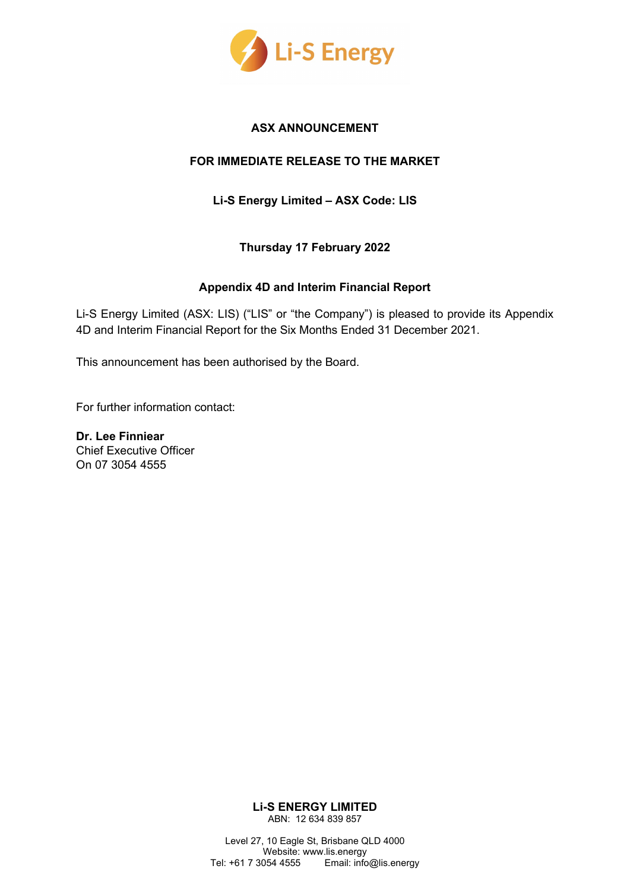Li-S Energy

**ASX ANNOUNCEMENT**

**FOR IMMEDIATE RELEASE TO THE MARKET**

**Li-S Energy Limited – ASX Code: LIS**

**Thursday 17 February 2022**

**Appendix 4D and Interim Financial Report**

Li-S Energy Limited (ASX: LIS) ("LIS" or "the Company") is pleased to provide its Appendix 4D and Interim Financial Report for the Six Months Ended 31 December 2021.

This announcement has been authorised by the Board.

For further information contact:

**Dr. Lee Finniear**
Chief Executive Officer
On 07 3054 4555

**Li-S ENERGY LIMITED**
ABN: 12 634 839 857

Level 27, 10 Eagle St, Brisbane QLD 4000
Website: www.lis.energy
Tel: +61 7 3054 4555 Email: info@lis.energy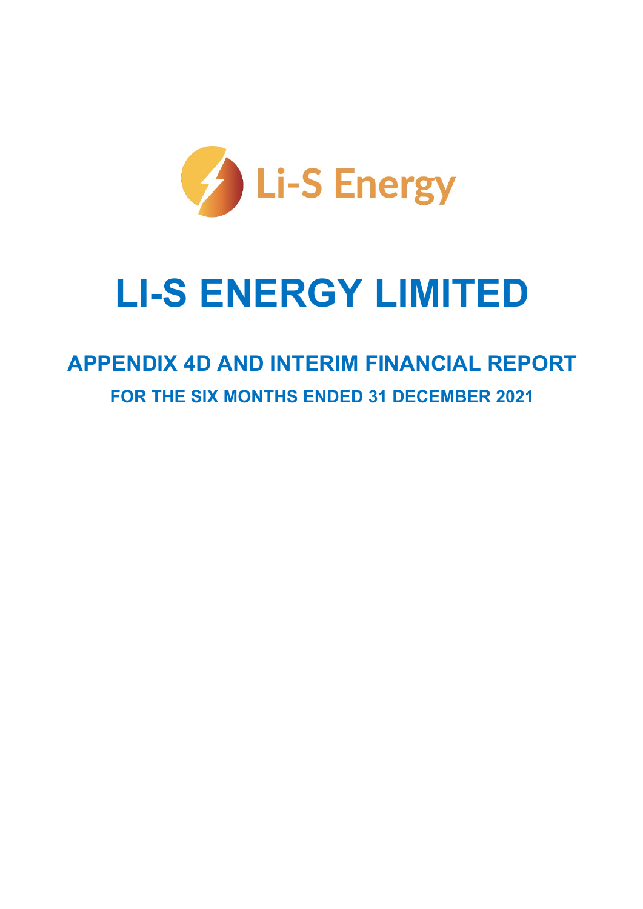# LI-S ENERGY LIMITED

## APPENDIX 4D AND INTERIM FINANCIAL REPORT

### FOR THE SIX MONTHS ENDED 31 DECEMBER 2021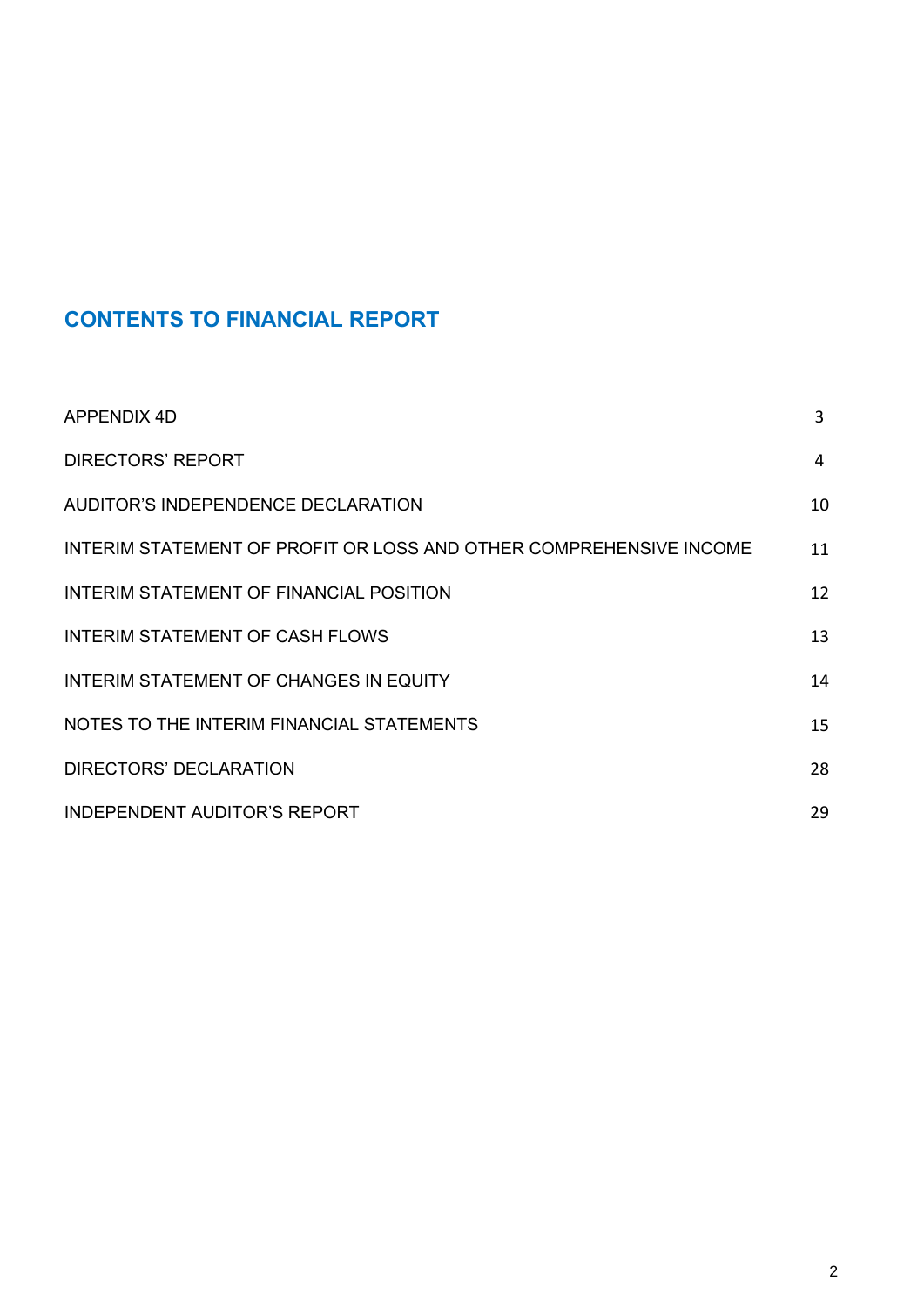# CONTENTS TO FINANCIAL REPORT

| | |
|---|---|
| APPENDIX 4D | 3 |
| DIRECTORS' REPORT | 4 |
| AUDITOR'S INDEPENDENCE DECLARATION | 10 |
| INTERIM STATEMENT OF PROFIT OR LOSS AND OTHER COMPREHENSIVE INCOME | 11 |
| INTERIM STATEMENT OF FINANCIAL POSITION | 12 |
| INTERIM STATEMENT OF CASH FLOWS | 13 |
| INTERIM STATEMENT OF CHANGES IN EQUITY | 14 |
| NOTES TO THE INTERIM FINANCIAL STATEMENTS | 15 |
| DIRECTORS' DECLARATION | 28 |
| INDEPENDENT AUDITOR'S REPORT | 29 |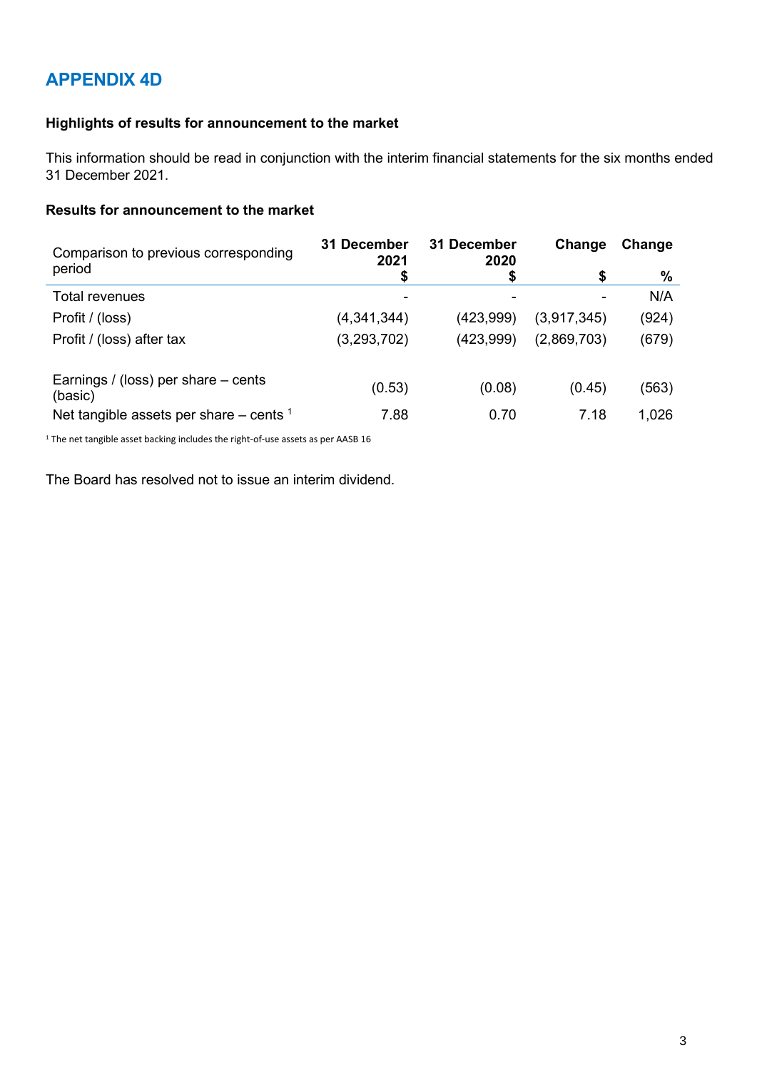# APPENDIX 4D

**Highlights of results for announcement to the market**

This information should be read in conjunction with the interim financial statements for the six months ended 31 December 2021.

**Results for announcement to the market**

| Comparison to previous corresponding period | 31 December 2021 $ | 31 December 2020 $ | Change $ | Change % |
|---|---|---|---|---|
| Total revenues | - | - | - | N/A |
| Profit / (loss) | (4,341,344) | (423,999) | (3,917,345) | (924) |
| Profit / (loss) after tax | (3,293,702) | (423,999) | (2,869,703) | (679) |
| | | | | |
| Earnings / (loss) per share – cents (basic) | (0.53) | (0.08) | (0.45) | (563) |
| Net tangible assets per share – cents [1] | 7.88 | 0.70 | 7.18 | 1,026 |

[1] The net tangible asset backing includes the right-of-use assets as per AASB 16

The Board has resolved not to issue an interim dividend.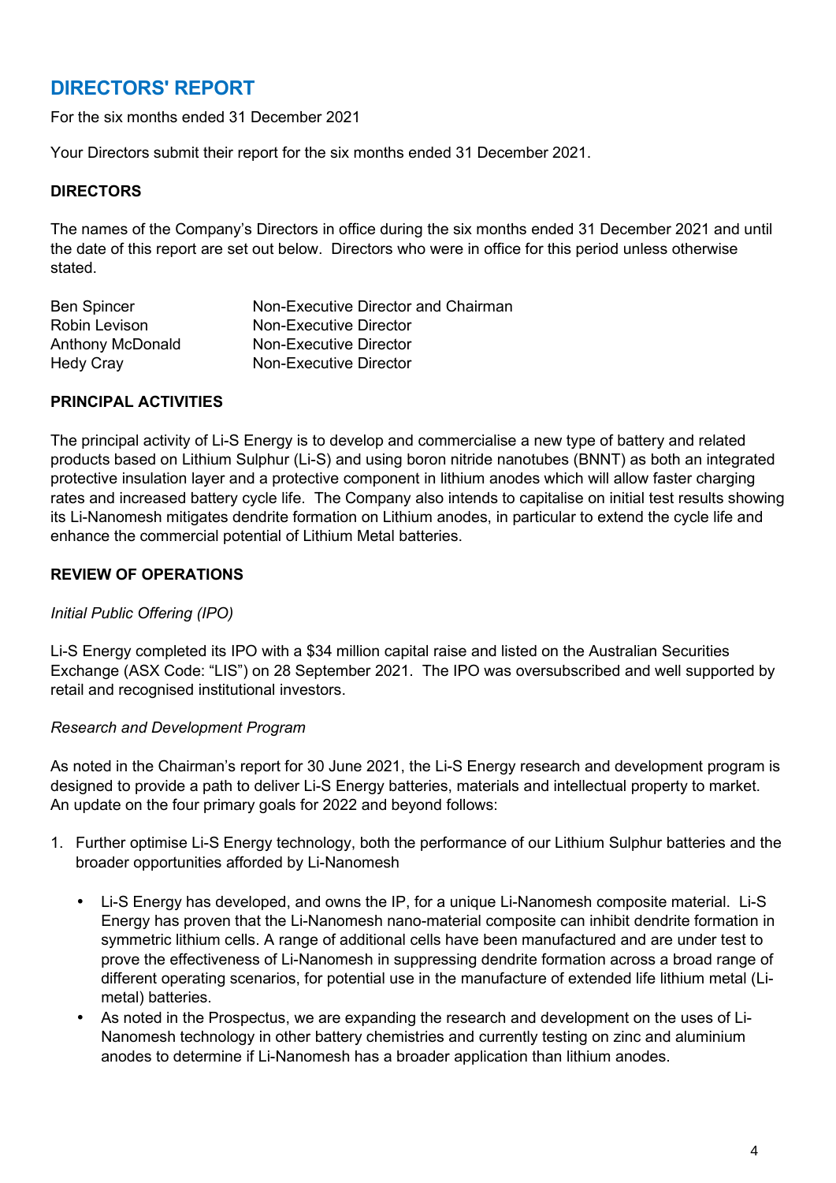# DIRECTORS' REPORT

For the six months ended 31 December 2021

Your Directors submit their report for the six months ended 31 December 2021.

### DIRECTORS

The names of the Company's Directors in office during the six months ended 31 December 2021 and until the date of this report are set out below. Directors who were in office for this period unless otherwise stated.

| | |
|---|---|
| Ben Spincer | Non-Executive Director and Chairman |
| Robin Levison | Non-Executive Director |
| Anthony McDonald | Non-Executive Director |
| Hedy Cray | Non-Executive Director |

### PRINCIPAL ACTIVITIES

The principal activity of Li-S Energy is to develop and commercialise a new type of battery and related products based on Lithium Sulphur (Li-S) and using boron nitride nanotubes (BNNT) as both an integrated protective insulation layer and a protective component in lithium anodes which will allow faster charging rates and increased battery cycle life. The Company also intends to capitalise on initial test results showing its Li-Nanomesh mitigates dendrite formation on Lithium anodes, in particular to extend the cycle life and enhance the commercial potential of Lithium Metal batteries.

### REVIEW OF OPERATIONS

*Initial Public Offering (IPO)*

Li-S Energy completed its IPO with a $34 million capital raise and listed on the Australian Securities Exchange (ASX Code: "LIS") on 28 September 2021. The IPO was oversubscribed and well supported by retail and recognised institutional investors.

*Research and Development Program*

As noted in the Chairman's report for 30 June 2021, the Li-S Energy research and development program is designed to provide a path to deliver Li-S Energy batteries, materials and intellectual property to market. An update on the four primary goals for 2022 and beyond follows:

1. Further optimise Li-S Energy technology, both the performance of our Lithium Sulphur batteries and the broader opportunities afforded by Li-Nanomesh

   - Li-S Energy has developed, and owns the IP, for a unique Li-Nanomesh composite material. Li-S Energy has proven that the Li-Nanomesh nano-material composite can inhibit dendrite formation in symmetric lithium cells. A range of additional cells have been manufactured and are under test to prove the effectiveness of Li-Nanomesh in suppressing dendrite formation across a broad range of different operating scenarios, for potential use in the manufacture of extended life lithium metal (Li-metal) batteries.
   - As noted in the Prospectus, we are expanding the research and development on the uses of Li-Nanomesh technology in other battery chemistries and currently testing on zinc and aluminium anodes to determine if Li-Nanomesh has a broader application than lithium anodes.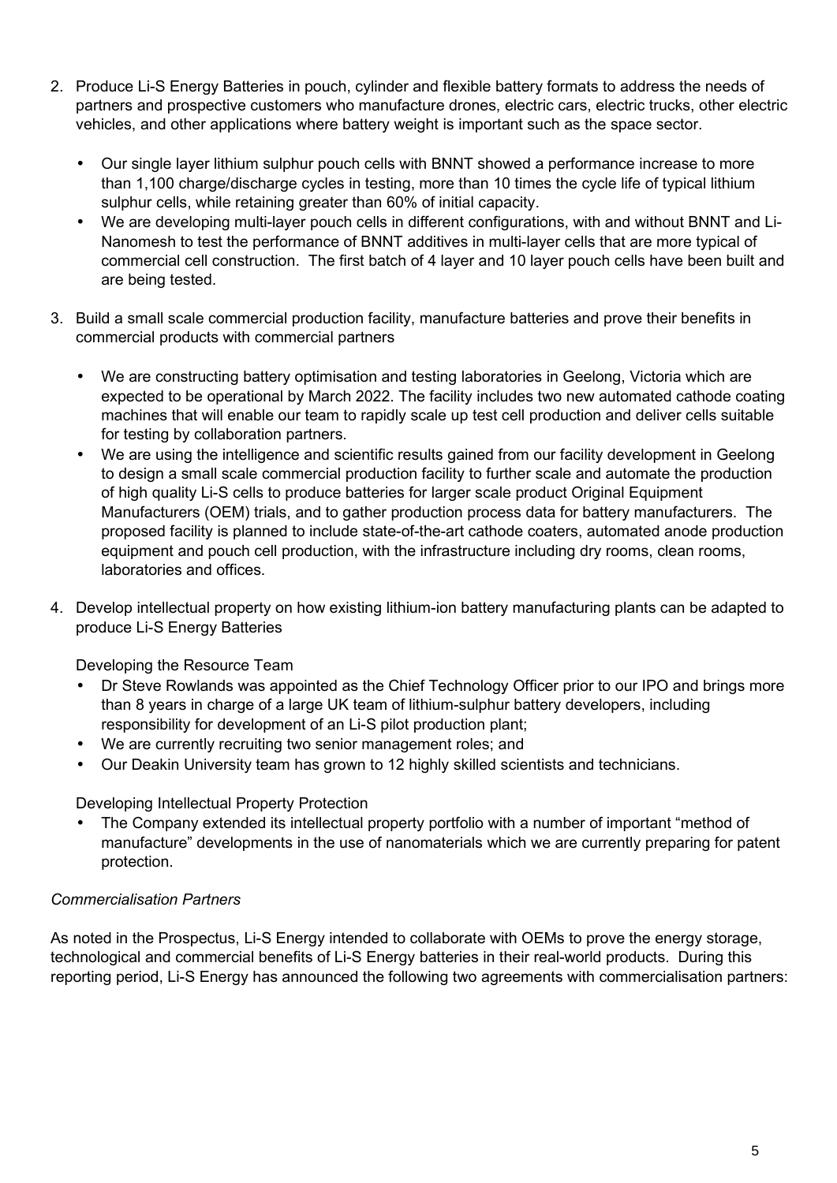2. Produce Li-S Energy Batteries in pouch, cylinder and flexible battery formats to address the needs of partners and prospective customers who manufacture drones, electric cars, electric trucks, other electric vehicles, and other applications where battery weight is important such as the space sector.

   - Our single layer lithium sulphur pouch cells with BNNT showed a performance increase to more than 1,100 charge/discharge cycles in testing, more than 10 times the cycle life of typical lithium sulphur cells, while retaining greater than 60% of initial capacity.
   - We are developing multi-layer pouch cells in different configurations, with and without BNNT and Li-Nanomesh to test the performance of BNNT additives in multi-layer cells that are more typical of commercial cell construction. The first batch of 4 layer and 10 layer pouch cells have been built and are being tested.

3. Build a small scale commercial production facility, manufacture batteries and prove their benefits in commercial products with commercial partners

   - We are constructing battery optimisation and testing laboratories in Geelong, Victoria which are expected to be operational by March 2022. The facility includes two new automated cathode coating machines that will enable our team to rapidly scale up test cell production and deliver cells suitable for testing by collaboration partners.
   - We are using the intelligence and scientific results gained from our facility development in Geelong to design a small scale commercial production facility to further scale and automate the production of high quality Li-S cells to produce batteries for larger scale product Original Equipment Manufacturers (OEM) trials, and to gather production process data for battery manufacturers. The proposed facility is planned to include state-of-the-art cathode coaters, automated anode production equipment and pouch cell production, with the infrastructure including dry rooms, clean rooms, laboratories and offices.

4. Develop intellectual property on how existing lithium-ion battery manufacturing plants can be adapted to produce Li-S Energy Batteries

   Developing the Resource Team

   - Dr Steve Rowlands was appointed as the Chief Technology Officer prior to our IPO and brings more than 8 years in charge of a large UK team of lithium-sulphur battery developers, including responsibility for development of an Li-S pilot production plant;
   - We are currently recruiting two senior management roles; and
   - Our Deakin University team has grown to 12 highly skilled scientists and technicians.

   Developing Intellectual Property Protection

   - The Company extended its intellectual property portfolio with a number of important "method of manufacture" developments in the use of nanomaterials which we are currently preparing for patent protection.

*Commercialisation Partners*

As noted in the Prospectus, Li-S Energy intended to collaborate with OEMs to prove the energy storage, technological and commercial benefits of Li-S Energy batteries in their real-world products. During this reporting period, Li-S Energy has announced the following two agreements with commercialisation partners: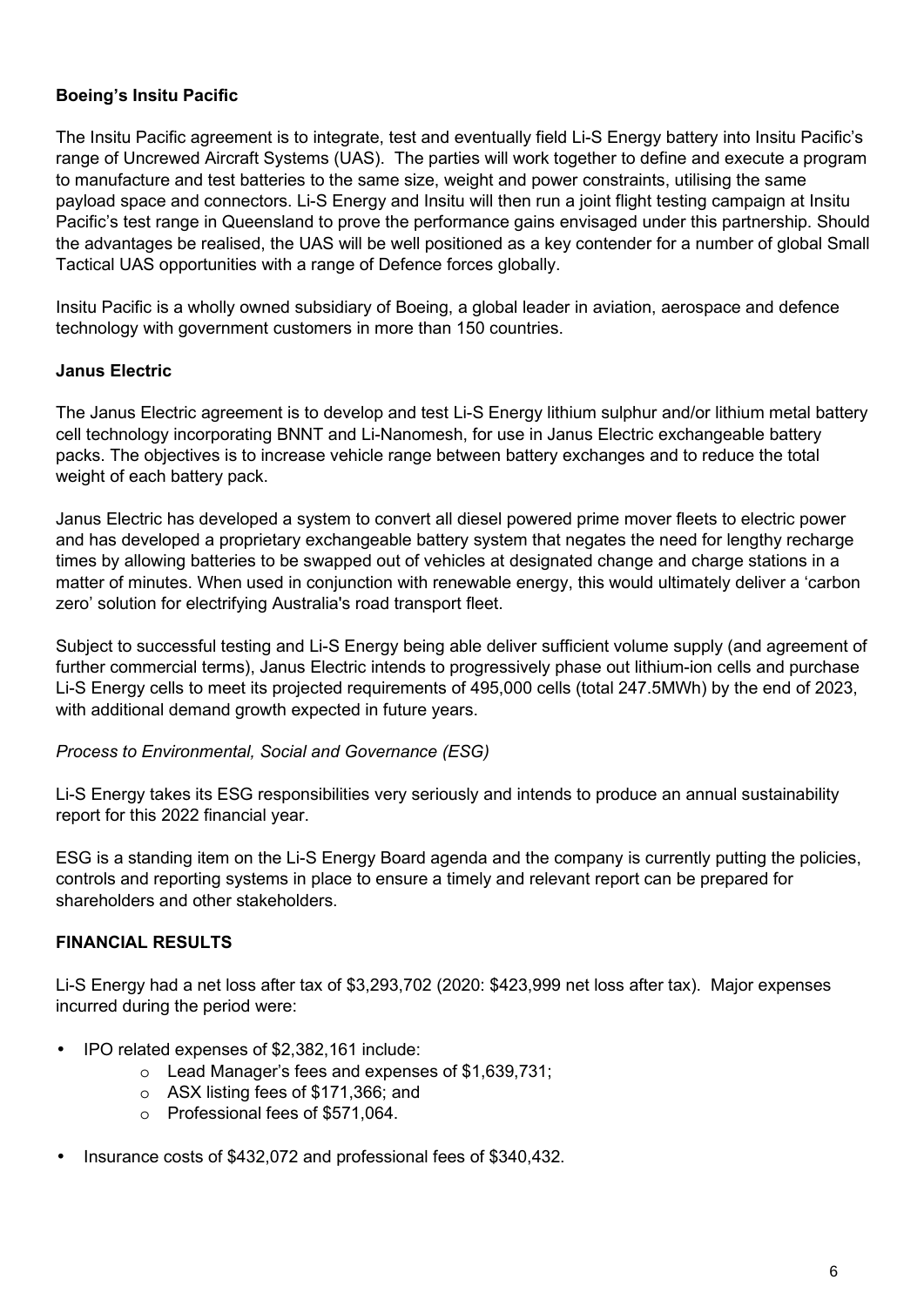**Boeing's Insitu Pacific**

The Insitu Pacific agreement is to integrate, test and eventually field Li-S Energy battery into Insitu Pacific's range of Uncrewed Aircraft Systems (UAS). The parties will work together to define and execute a program to manufacture and test batteries to the same size, weight and power constraints, utilising the same payload space and connectors. Li-S Energy and Insitu will then run a joint flight testing campaign at Insitu Pacific's test range in Queensland to prove the performance gains envisaged under this partnership. Should the advantages be realised, the UAS will be well positioned as a key contender for a number of global Small Tactical UAS opportunities with a range of Defence forces globally.

Insitu Pacific is a wholly owned subsidiary of Boeing, a global leader in aviation, aerospace and defence technology with government customers in more than 150 countries.

**Janus Electric**

The Janus Electric agreement is to develop and test Li-S Energy lithium sulphur and/or lithium metal battery cell technology incorporating BNNT and Li-Nanomesh, for use in Janus Electric exchangeable battery packs. The objectives is to increase vehicle range between battery exchanges and to reduce the total weight of each battery pack.

Janus Electric has developed a system to convert all diesel powered prime mover fleets to electric power and has developed a proprietary exchangeable battery system that negates the need for lengthy recharge times by allowing batteries to be swapped out of vehicles at designated change and charge stations in a matter of minutes. When used in conjunction with renewable energy, this would ultimately deliver a 'carbon zero' solution for electrifying Australia's road transport fleet.

Subject to successful testing and Li-S Energy being able deliver sufficient volume supply (and agreement of further commercial terms), Janus Electric intends to progressively phase out lithium-ion cells and purchase Li-S Energy cells to meet its projected requirements of 495,000 cells (total 247.5MWh) by the end of 2023, with additional demand growth expected in future years.

*Process to Environmental, Social and Governance (ESG)*

Li-S Energy takes its ESG responsibilities very seriously and intends to produce an annual sustainability report for this 2022 financial year.

ESG is a standing item on the Li-S Energy Board agenda and the company is currently putting the policies, controls and reporting systems in place to ensure a timely and relevant report can be prepared for shareholders and other stakeholders.

**FINANCIAL RESULTS**

Li-S Energy had a net loss after tax of $3,293,702 (2020: $423,999 net loss after tax). Major expenses incurred during the period were:

- IPO related expenses of $2,382,161 include:
  - Lead Manager's fees and expenses of $1,639,731;
  - ASX listing fees of $171,366; and
  - Professional fees of $571,064.
- Insurance costs of $432,072 and professional fees of $340,432.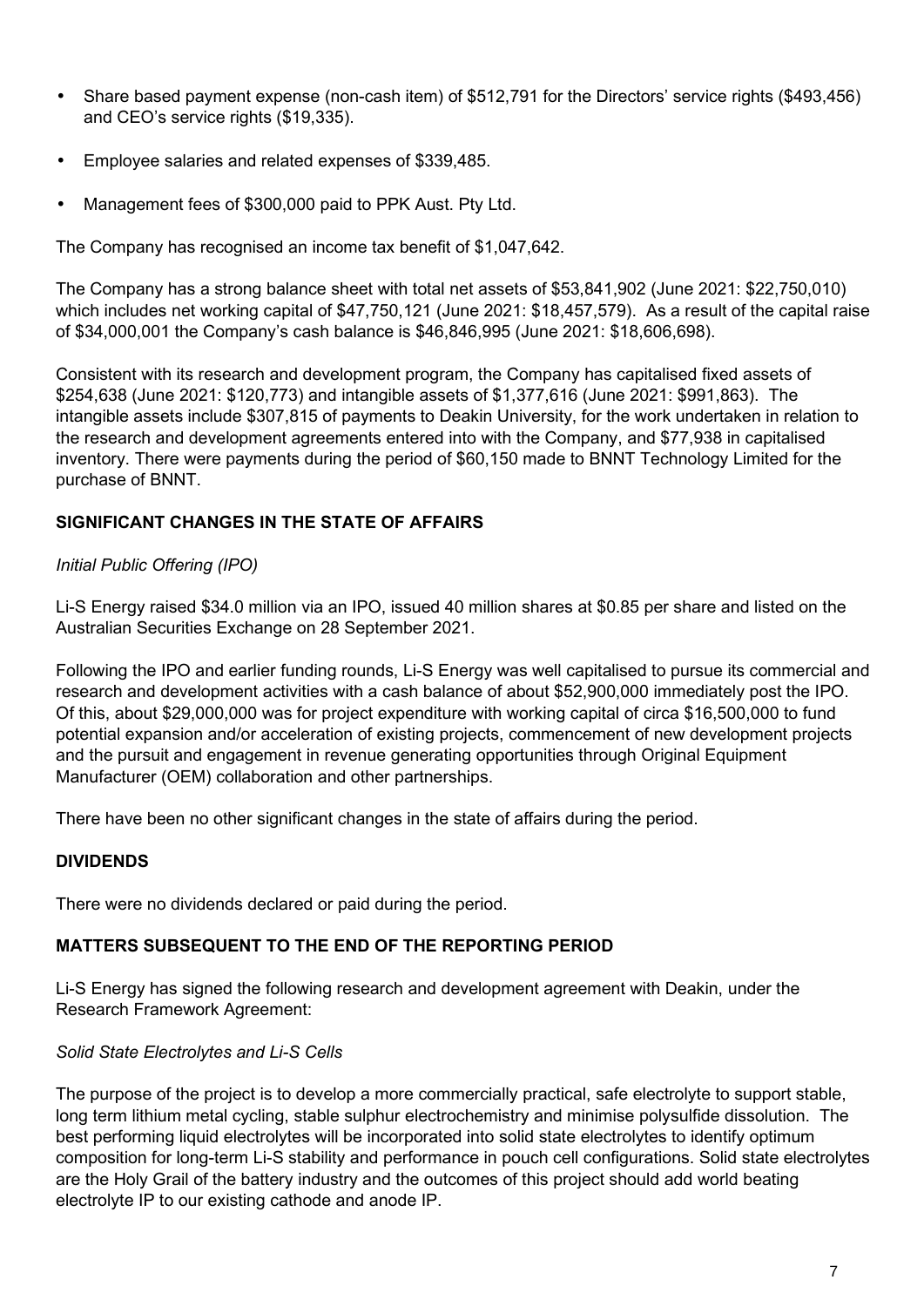- Share based payment expense (non-cash item) of $512,791 for the Directors' service rights ($493,456) and CEO's service rights ($19,335).
- Employee salaries and related expenses of $339,485.
- Management fees of $300,000 paid to PPK Aust. Pty Ltd.

The Company has recognised an income tax benefit of $1,047,642.

The Company has a strong balance sheet with total net assets of $53,841,902 (June 2021: $22,750,010) which includes net working capital of $47,750,121 (June 2021: $18,457,579). As a result of the capital raise of $34,000,001 the Company's cash balance is $46,846,995 (June 2021: $18,606,698).

Consistent with its research and development program, the Company has capitalised fixed assets of $254,638 (June 2021: $120,773) and intangible assets of $1,377,616 (June 2021: $991,863). The intangible assets include $307,815 of payments to Deakin University, for the work undertaken in relation to the research and development agreements entered into with the Company, and $77,938 in capitalised inventory. There were payments during the period of $60,150 made to BNNT Technology Limited for the purchase of BNNT.

## SIGNIFICANT CHANGES IN THE STATE OF AFFAIRS

*Initial Public Offering (IPO)*

Li-S Energy raised $34.0 million via an IPO, issued 40 million shares at $0.85 per share and listed on the Australian Securities Exchange on 28 September 2021.

Following the IPO and earlier funding rounds, Li-S Energy was well capitalised to pursue its commercial and research and development activities with a cash balance of about $52,900,000 immediately post the IPO. Of this, about $29,000,000 was for project expenditure with working capital of circa $16,500,000 to fund potential expansion and/or acceleration of existing projects, commencement of new development projects and the pursuit and engagement in revenue generating opportunities through Original Equipment Manufacturer (OEM) collaboration and other partnerships.

There have been no other significant changes in the state of affairs during the period.

## DIVIDENDS

There were no dividends declared or paid during the period.

## MATTERS SUBSEQUENT TO THE END OF THE REPORTING PERIOD

Li-S Energy has signed the following research and development agreement with Deakin, under the Research Framework Agreement:

*Solid State Electrolytes and Li-S Cells*

The purpose of the project is to develop a more commercially practical, safe electrolyte to support stable, long term lithium metal cycling, stable sulphur electrochemistry and minimise polysulfide dissolution. The best performing liquid electrolytes will be incorporated into solid state electrolytes to identify optimum composition for long-term Li-S stability and performance in pouch cell configurations. Solid state electrolytes are the Holy Grail of the battery industry and the outcomes of this project should add world beating electrolyte IP to our existing cathode and anode IP.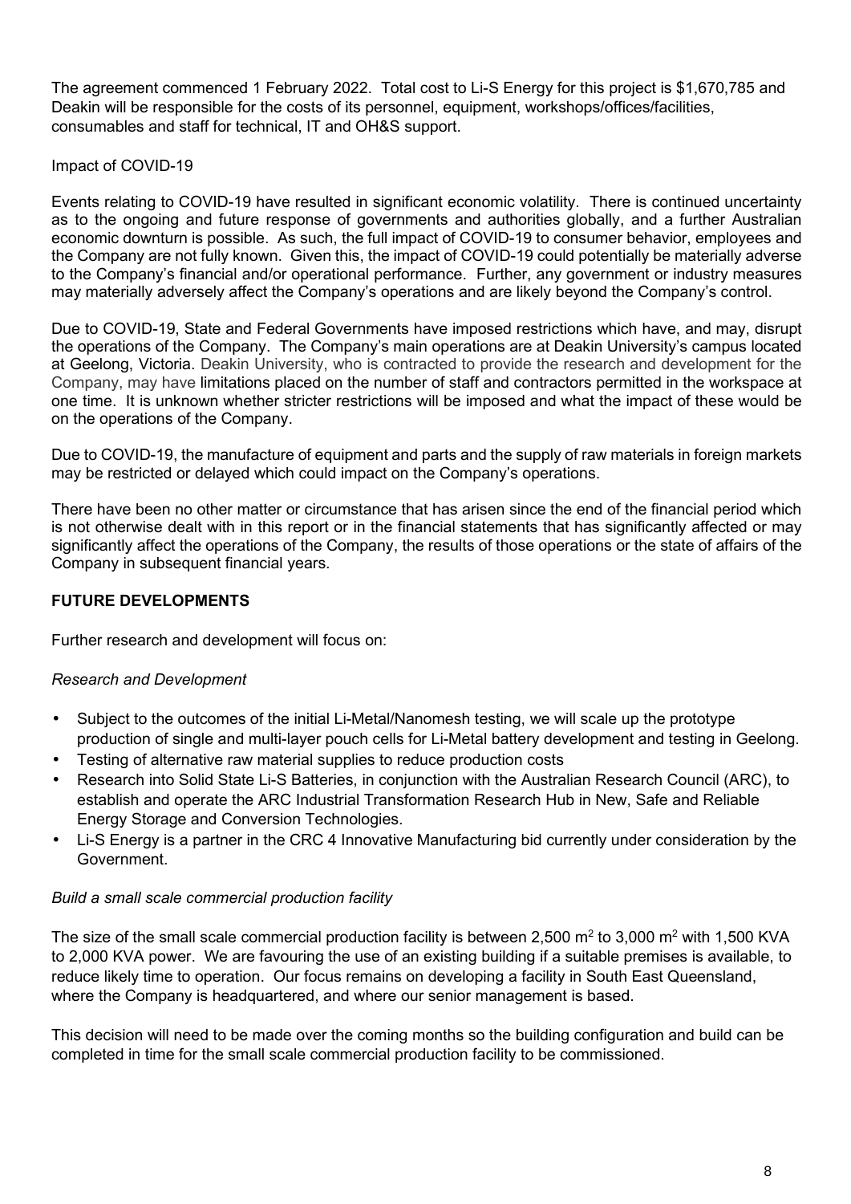The agreement commenced 1 February 2022. Total cost to Li-S Energy for this project is $1,670,785 and Deakin will be responsible for the costs of its personnel, equipment, workshops/offices/facilities, consumables and staff for technical, IT and OH&S support.

Impact of COVID-19

Events relating to COVID-19 have resulted in significant economic volatility. There is continued uncertainty as to the ongoing and future response of governments and authorities globally, and a further Australian economic downturn is possible. As such, the full impact of COVID-19 to consumer behavior, employees and the Company are not fully known. Given this, the impact of COVID-19 could potentially be materially adverse to the Company's financial and/or operational performance. Further, any government or industry measures may materially adversely affect the Company's operations and are likely beyond the Company's control.

Due to COVID-19, State and Federal Governments have imposed restrictions which have, and may, disrupt the operations of the Company. The Company's main operations are at Deakin University's campus located at Geelong, Victoria. Deakin University, who is contracted to provide the research and development for the Company, may have limitations placed on the number of staff and contractors permitted in the workspace at one time. It is unknown whether stricter restrictions will be imposed and what the impact of these would be on the operations of the Company.

Due to COVID-19, the manufacture of equipment and parts and the supply of raw materials in foreign markets may be restricted or delayed which could impact on the Company's operations.

There have been no other matter or circumstance that has arisen since the end of the financial period which is not otherwise dealt with in this report or in the financial statements that has significantly affected or may significantly affect the operations of the Company, the results of those operations or the state of affairs of the Company in subsequent financial years.

## FUTURE DEVELOPMENTS

Further research and development will focus on:

*Research and Development*

- Subject to the outcomes of the initial Li-Metal/Nanomesh testing, we will scale up the prototype production of single and multi-layer pouch cells for Li-Metal battery development and testing in Geelong.
- Testing of alternative raw material supplies to reduce production costs
- Research into Solid State Li-S Batteries, in conjunction with the Australian Research Council (ARC), to establish and operate the ARC Industrial Transformation Research Hub in New, Safe and Reliable Energy Storage and Conversion Technologies.
- Li-S Energy is a partner in the CRC 4 Innovative Manufacturing bid currently under consideration by the Government.

*Build a small scale commercial production facility*

The size of the small scale commercial production facility is between 2,500 $m^2$ to 3,000 $m^2$ with 1,500 KVA to 2,000 KVA power. We are favouring the use of an existing building if a suitable premises is available, to reduce likely time to operation. Our focus remains on developing a facility in South East Queensland, where the Company is headquartered, and where our senior management is based.

This decision will need to be made over the coming months so the building configuration and build can be completed in time for the small scale commercial production facility to be commissioned.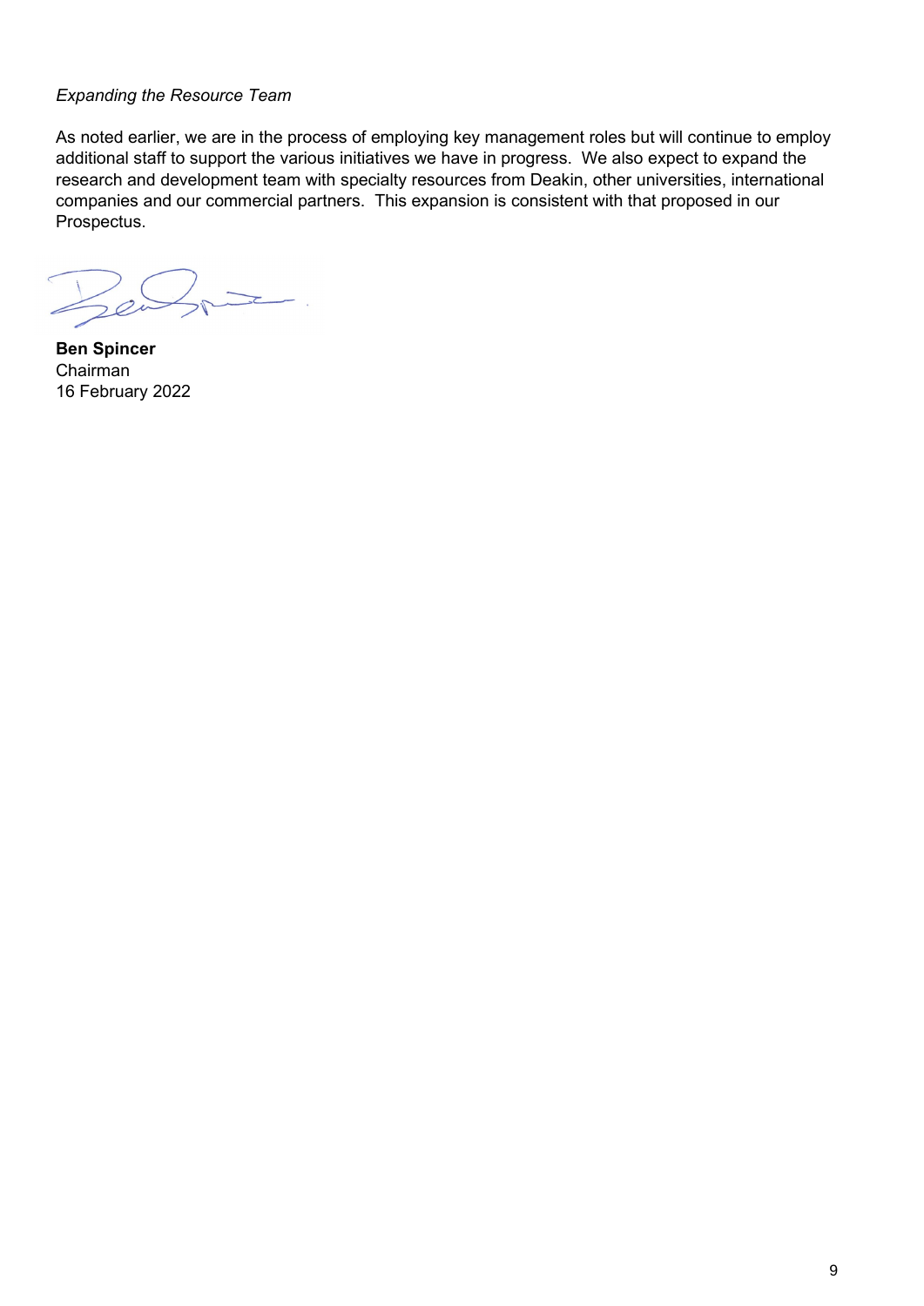*Expanding the Resource Team*

As noted earlier, we are in the process of employing key management roles but will continue to employ additional staff to support the various initiatives we have in progress. We also expect to expand the research and development team with specialty resources from Deakin, other universities, international companies and our commercial partners. This expansion is consistent with that proposed in our Prospectus.

**Ben Spincer**
Chairman
16 February 2022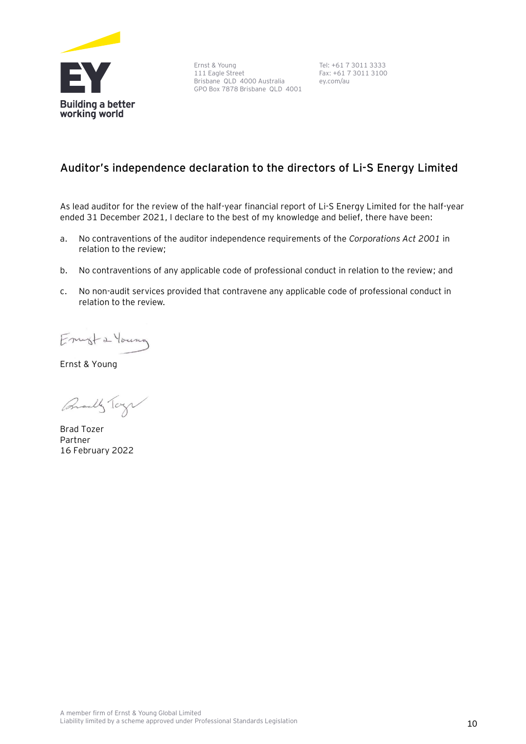Building a better working world

Ernst & Young
111 Eagle Street
Brisbane QLD 4000 Australia
GPO Box 7878 Brisbane QLD 4001

Tel: +61 7 3011 3333
Fax: +61 7 3011 3100
ey.com/au

## Auditor's independence declaration to the directors of Li-S Energy Limited

As lead auditor for the review of the half-year financial report of Li-S Energy Limited for the half-year ended 31 December 2021, I declare to the best of my knowledge and belief, there have been:

a. No contraventions of the auditor independence requirements of the *Corporations Act 2001* in relation to the review;

b. No contraventions of any applicable code of professional conduct in relation to the review; and

c. No non-audit services provided that contravene any applicable code of professional conduct in relation to the review.

Ernst & Young

Brad Tozer
Partner
16 February 2022

A member firm of Ernst & Young Global Limited
Liability limited by a scheme approved under Professional Standards Legislation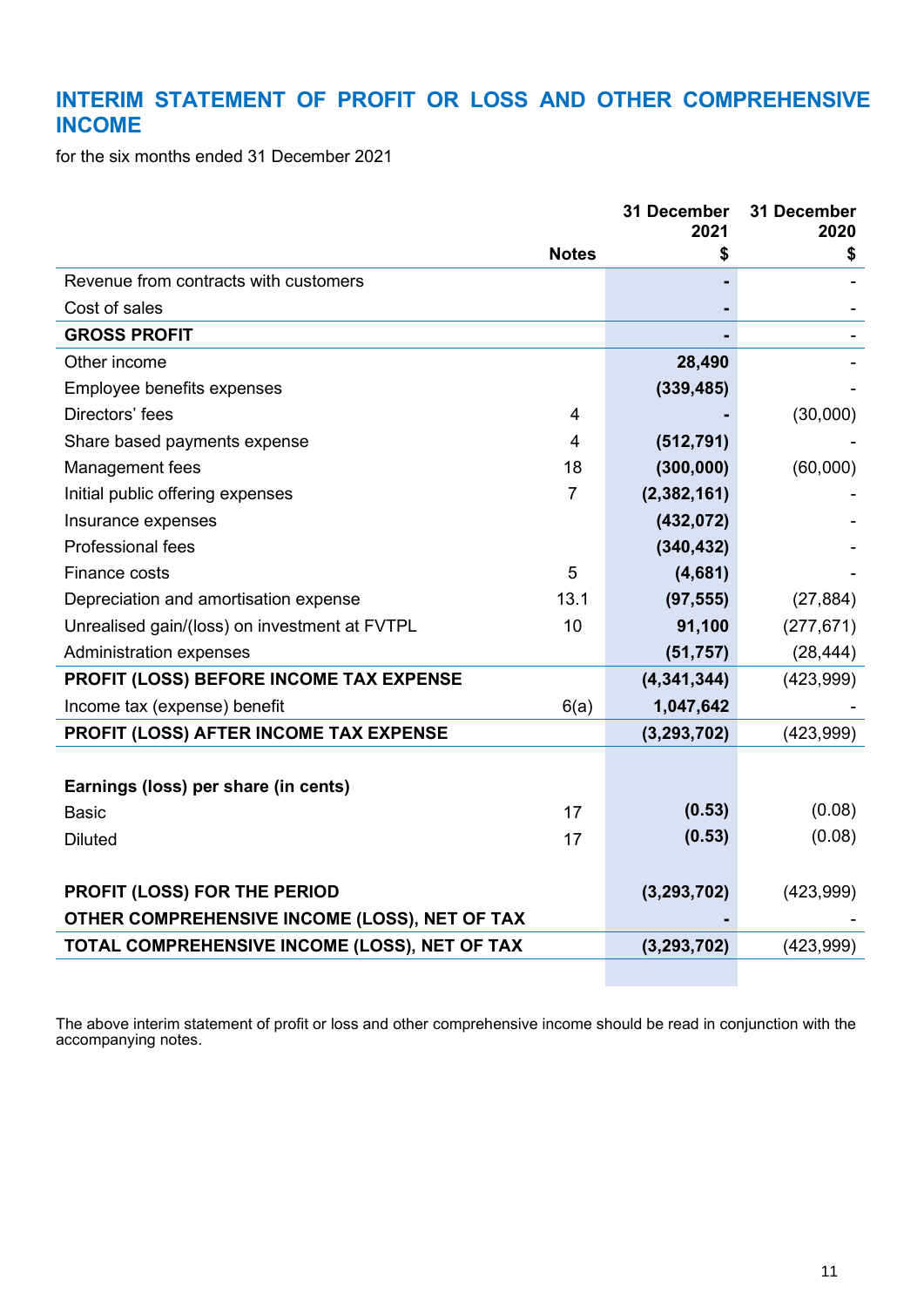# INTERIM STATEMENT OF PROFIT OR LOSS AND OTHER COMPREHENSIVE INCOME

for the six months ended 31 December 2021

| | Notes | 31 December 2021 $ | 31 December 2020 $ |
|---|---|---|---|
| Revenue from contracts with customers | | **-** | - |
| Cost of sales | | **-** | - |
| **GROSS PROFIT** | | **-** | - |
| Other income | | **28,490** | - |
| Employee benefits expenses | | **(339,485)** | - |
| Directors' fees | 4 | **-** | (30,000) |
| Share based payments expense | 4 | **(512,791)** | - |
| Management fees | 18 | **(300,000)** | (60,000) |
| Initial public offering expenses | 7 | **(2,382,161)** | - |
| Insurance expenses | | **(432,072)** | - |
| Professional fees | | **(340,432)** | - |
| Finance costs | 5 | **(4,681)** | - |
| Depreciation and amortisation expense | 13.1 | **(97,555)** | (27,884) |
| Unrealised gain/(loss) on investment at FVTPL | 10 | **91,100** | (277,671) |
| Administration expenses | | **(51,757)** | (28,444) |
| **PROFIT (LOSS) BEFORE INCOME TAX EXPENSE** | | **(4,341,344)** | (423,999) |
| Income tax (expense) benefit | 6(a) | **1,047,642** | - |
| **PROFIT (LOSS) AFTER INCOME TAX EXPENSE** | | **(3,293,702)** | (423,999) |
| | | | |
| **Earnings (loss) per share (in cents)** | | | |
| Basic | 17 | **(0.53)** | (0.08) |
| Diluted | 17 | **(0.53)** | (0.08) |
| | | | |
| **PROFIT (LOSS) FOR THE PERIOD** | | **(3,293,702)** | (423,999) |
| **OTHER COMPREHENSIVE INCOME (LOSS), NET OF TAX** | | **-** | - |
| **TOTAL COMPREHENSIVE INCOME (LOSS), NET OF TAX** | | **(3,293,702)** | (423,999) |

The above interim statement of profit or loss and other comprehensive income should be read in conjunction with the accompanying notes.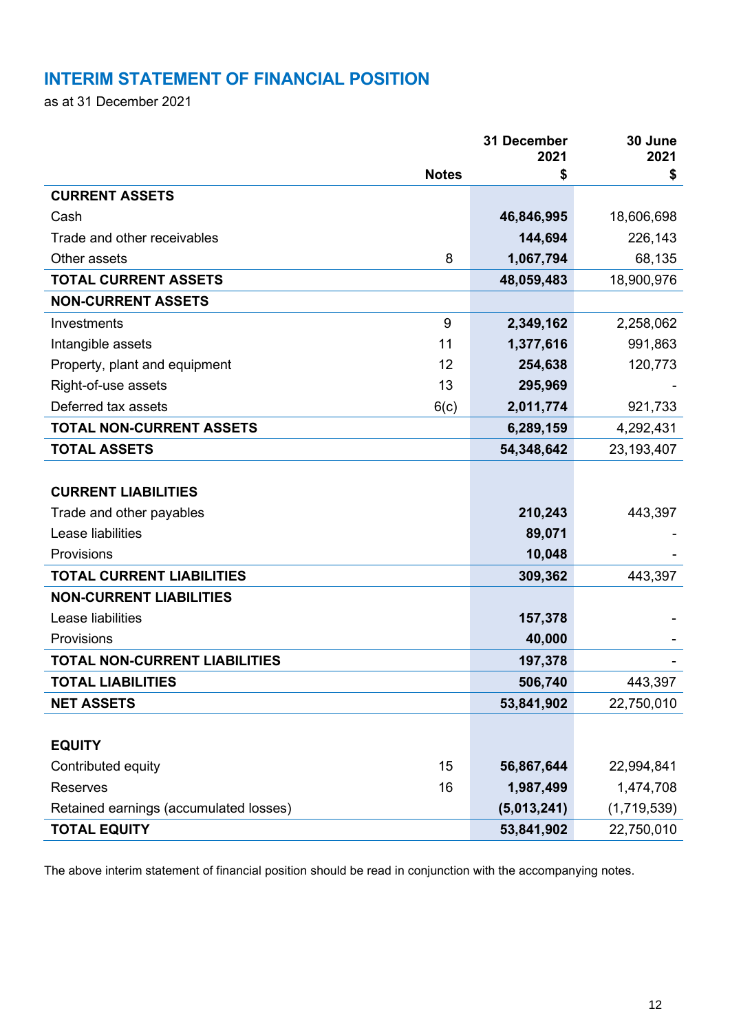## INTERIM STATEMENT OF FINANCIAL POSITION

as at 31 December 2021

| | Notes | 31 December 2021 $ | 30 June 2021 $ |
|---|---|---|---|
| **CURRENT ASSETS** | | | |
| Cash | | **46,846,995** | 18,606,698 |
| Trade and other receivables | | **144,694** | 226,143 |
| Other assets | 8 | **1,067,794** | 68,135 |
| **TOTAL CURRENT ASSETS** | | **48,059,483** | 18,900,976 |
| **NON-CURRENT ASSETS** | | | |
| Investments | 9 | **2,349,162** | 2,258,062 |
| Intangible assets | 11 | **1,377,616** | 991,863 |
| Property, plant and equipment | 12 | **254,638** | 120,773 |
| Right-of-use assets | 13 | **295,969** | - |
| Deferred tax assets | 6(c) | **2,011,774** | 921,733 |
| **TOTAL NON-CURRENT ASSETS** | | **6,289,159** | 4,292,431 |
| **TOTAL ASSETS** | | **54,348,642** | 23,193,407 |
| | | | |
| **CURRENT LIABILITIES** | | | |
| Trade and other payables | | **210,243** | 443,397 |
| Lease liabilities | | **89,071** | - |
| Provisions | | **10,048** | - |
| **TOTAL CURRENT LIABILITIES** | | **309,362** | 443,397 |
| **NON-CURRENT LIABILITIES** | | | |
| Lease liabilities | | **157,378** | - |
| Provisions | | **40,000** | - |
| **TOTAL NON-CURRENT LIABILITIES** | | **197,378** | - |
| **TOTAL LIABILITIES** | | **506,740** | 443,397 |
| **NET ASSETS** | | **53,841,902** | 22,750,010 |
| | | | |
| **EQUITY** | | | |
| Contributed equity | 15 | **56,867,644** | 22,994,841 |
| Reserves | 16 | **1,987,499** | 1,474,708 |
| Retained earnings (accumulated losses) | | **(5,013,241)** | (1,719,539) |
| **TOTAL EQUITY** | | **53,841,902** | 22,750,010 |

The above interim statement of financial position should be read in conjunction with the accompanying notes.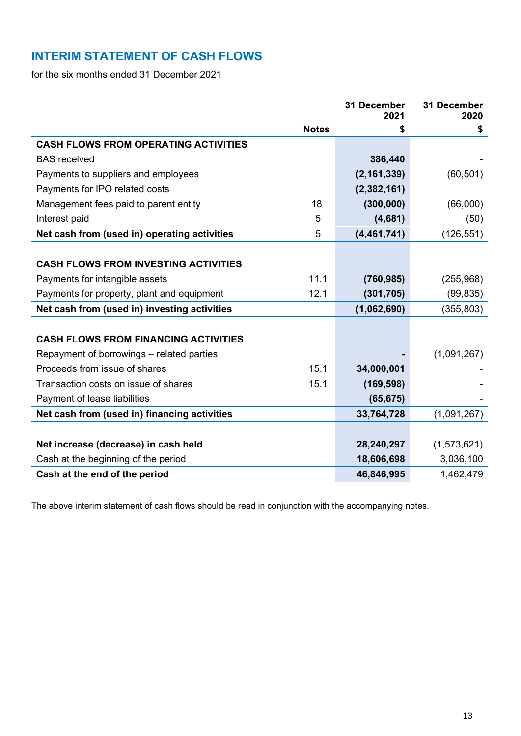## INTERIM STATEMENT OF CASH FLOWS

for the six months ended 31 December 2021

| | Notes | 31 December 2021 $ | 31 December 2020 $ |
|---|---|---|---|
| **CASH FLOWS FROM OPERATING ACTIVITIES** | | | |
| BAS received | | **386,440** | - |
| Payments to suppliers and employees | | **(2,161,339)** | (60,501) |
| Payments for IPO related costs | | **(2,382,161)** | |
| Management fees paid to parent entity | 18 | **(300,000)** | (66,000) |
| Interest paid | 5 | **(4,681)** | (50) |
| **Net cash from (used in) operating activities** | 5 | **(4,461,741)** | (126,551) |
| | | | |
| **CASH FLOWS FROM INVESTING ACTIVITIES** | | | |
| Payments for intangible assets | 11.1 | **(760,985)** | (255,968) |
| Payments for property, plant and equipment | 12.1 | **(301,705)** | (99,835) |
| **Net cash from (used in) investing activities** | | **(1,062,690)** | (355,803) |
| | | | |
| **CASH FLOWS FROM FINANCING ACTIVITIES** | | | |
| Repayment of borrowings – related parties | | **-** | (1,091,267) |
| Proceeds from issue of shares | 15.1 | **34,000,001** | - |
| Transaction costs on issue of shares | 15.1 | **(169,598)** | - |
| Payment of lease liabilities | | **(65,675)** | - |
| **Net cash from (used in) financing activities** | | **33,764,728** | (1,091,267) |
| | | | |
| **Net increase (decrease) in cash held** | | **28,240,297** | (1,573,621) |
| Cash at the beginning of the period | | **18,606,698** | 3,036,100 |
| **Cash at the end of the period** | | **46,846,995** | 1,462,479 |

The above interim statement of cash flows should be read in conjunction with the accompanying notes.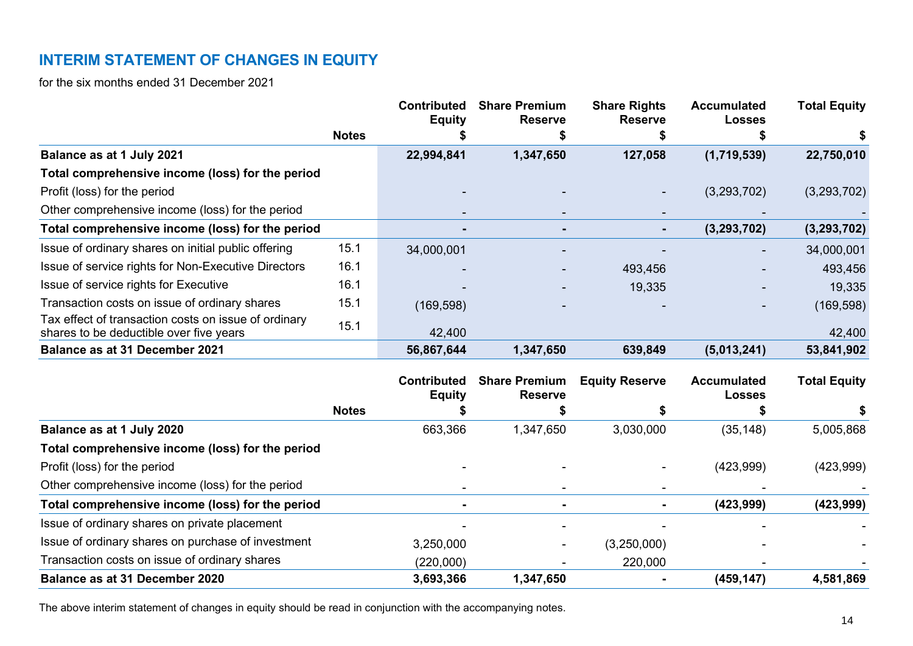## INTERIM STATEMENT OF CHANGES IN EQUITY

for the six months ended 31 December 2021

| | Notes | Contributed Equity $ | Share Premium Reserve $ | Share Rights Reserve $ | Accumulated Losses $ | Total Equity $ |
|---|---|---|---|---|---|---|
| **Balance as at 1 July 2021** | | **22,994,841** | **1,347,650** | **127,058** | **(1,719,539)** | **22,750,010** |
| **Total comprehensive income (loss) for the period** | | | | | | |
| Profit (loss) for the period | | - | - | - | (3,293,702) | (3,293,702) |
| Other comprehensive income (loss) for the period | | - | - | - | - | - |
| **Total comprehensive income (loss) for the period** | | **-** | **-** | **-** | **(3,293,702)** | **(3,293,702)** |
| Issue of ordinary shares on initial public offering | 15.1 | 34,000,001 | - | - | - | 34,000,001 |
| Issue of service rights for Non-Executive Directors | 16.1 | - | - | 493,456 | - | 493,456 |
| Issue of service rights for Executive | 16.1 | - | - | 19,335 | - | 19,335 |
| Transaction costs on issue of ordinary shares | 15.1 | (169,598) | - | - | - | (169,598) |
| Tax effect of transaction costs on issue of ordinary shares to be deductible over five years | 15.1 | 42,400 | | | | 42,400 |
| **Balance as at 31 December 2021** | | **56,867,644** | **1,347,650** | **639,849** | **(5,013,241)** | **53,841,902** |

| | Notes | Contributed Equity $ | Share Premium Reserve $ | Equity Reserve $ | Accumulated Losses $ | Total Equity $ |
|---|---|---|---|---|---|---|
| **Balance as at 1 July 2020** | | 663,366 | 1,347,650 | 3,030,000 | (35,148) | 5,005,868 |
| **Total comprehensive income (loss) for the period** | | | | | | |
| Profit (loss) for the period | | - | - | - | (423,999) | (423,999) |
| Other comprehensive income (loss) for the period | | - | - | - | - | - |
| **Total comprehensive income (loss) for the period** | | **-** | **-** | **-** | **(423,999)** | **(423,999)** |
| Issue of ordinary shares on private placement | | - | - | - | - | - |
| Issue of ordinary shares on purchase of investment | | 3,250,000 | - | (3,250,000) | - | - |
| Transaction costs on issue of ordinary shares | | (220,000) | - | 220,000 | - | - |
| **Balance as at 31 December 2020** | | **3,693,366** | **1,347,650** | **-** | **(459,147)** | **4,581,869** |

The above interim statement of changes in equity should be read in conjunction with the accompanying notes.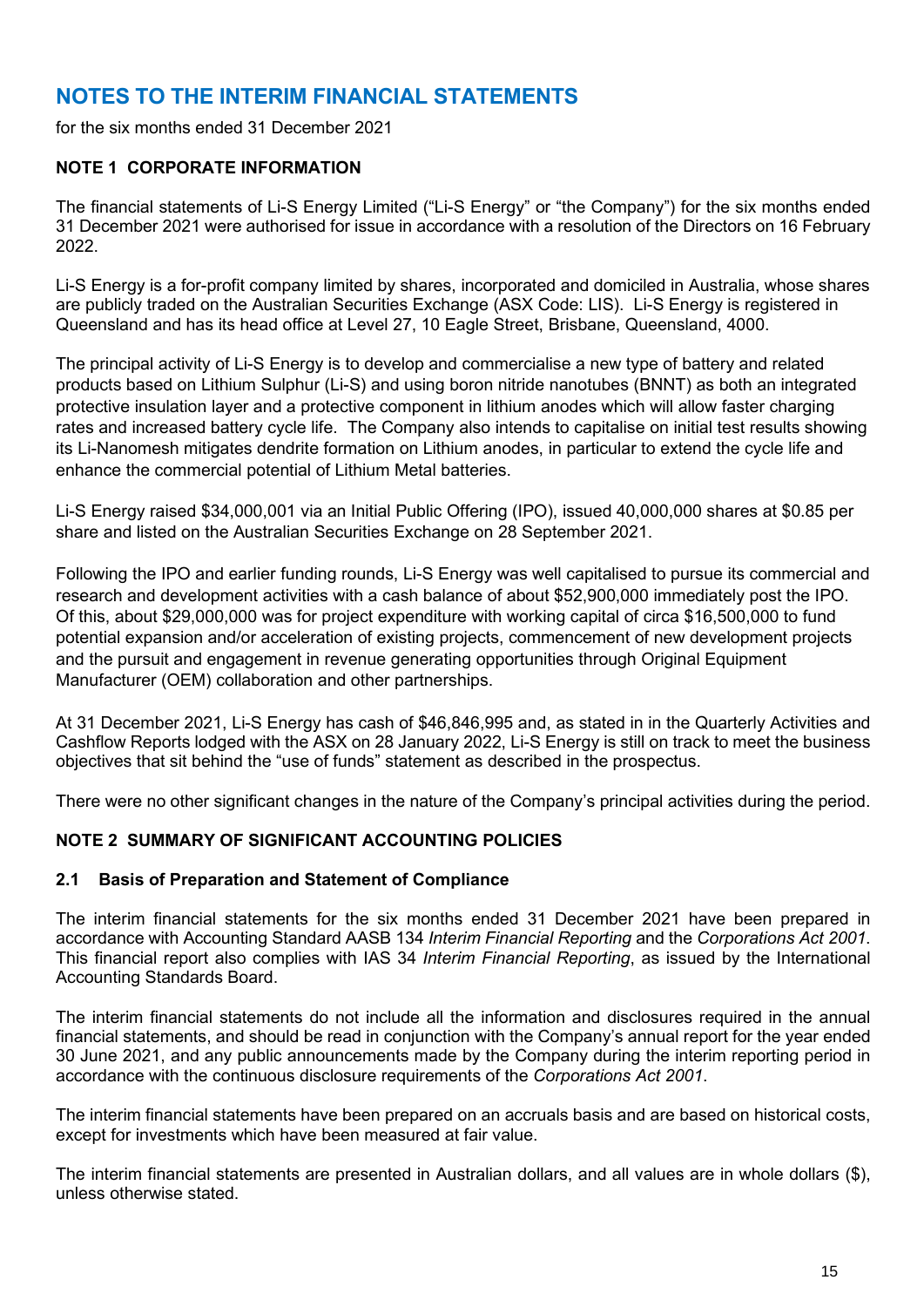# NOTES TO THE INTERIM FINANCIAL STATEMENTS

for the six months ended 31 December 2021

## NOTE 1 CORPORATE INFORMATION

The financial statements of Li-S Energy Limited ("Li-S Energy" or "the Company") for the six months ended 31 December 2021 were authorised for issue in accordance with a resolution of the Directors on 16 February 2022.

Li-S Energy is a for-profit company limited by shares, incorporated and domiciled in Australia, whose shares are publicly traded on the Australian Securities Exchange (ASX Code: LIS). Li-S Energy is registered in Queensland and has its head office at Level 27, 10 Eagle Street, Brisbane, Queensland, 4000.

The principal activity of Li-S Energy is to develop and commercialise a new type of battery and related products based on Lithium Sulphur (Li-S) and using boron nitride nanotubes (BNNT) as both an integrated protective insulation layer and a protective component in lithium anodes which will allow faster charging rates and increased battery cycle life. The Company also intends to capitalise on initial test results showing its Li-Nanomesh mitigates dendrite formation on Lithium anodes, in particular to extend the cycle life and enhance the commercial potential of Lithium Metal batteries.

Li-S Energy raised $34,000,001 via an Initial Public Offering (IPO), issued 40,000,000 shares at $0.85 per share and listed on the Australian Securities Exchange on 28 September 2021.

Following the IPO and earlier funding rounds, Li-S Energy was well capitalised to pursue its commercial and research and development activities with a cash balance of about $52,900,000 immediately post the IPO. Of this, about $29,000,000 was for project expenditure with working capital of circa $16,500,000 to fund potential expansion and/or acceleration of existing projects, commencement of new development projects and the pursuit and engagement in revenue generating opportunities through Original Equipment Manufacturer (OEM) collaboration and other partnerships.

At 31 December 2021, Li-S Energy has cash of $46,846,995 and, as stated in in the Quarterly Activities and Cashflow Reports lodged with the ASX on 28 January 2022, Li-S Energy is still on track to meet the business objectives that sit behind the "use of funds" statement as described in the prospectus.

There were no other significant changes in the nature of the Company's principal activities during the period.

## NOTE 2 SUMMARY OF SIGNIFICANT ACCOUNTING POLICIES

### 2.1 Basis of Preparation and Statement of Compliance

The interim financial statements for the six months ended 31 December 2021 have been prepared in accordance with Accounting Standard AASB 134 *Interim Financial Reporting* and the *Corporations Act 2001*. This financial report also complies with IAS 34 *Interim Financial Reporting*, as issued by the International Accounting Standards Board.

The interim financial statements do not include all the information and disclosures required in the annual financial statements, and should be read in conjunction with the Company's annual report for the year ended 30 June 2021, and any public announcements made by the Company during the interim reporting period in accordance with the continuous disclosure requirements of the *Corporations Act 2001*.

The interim financial statements have been prepared on an accruals basis and are based on historical costs, except for investments which have been measured at fair value.

The interim financial statements are presented in Australian dollars, and all values are in whole dollars ($), unless otherwise stated.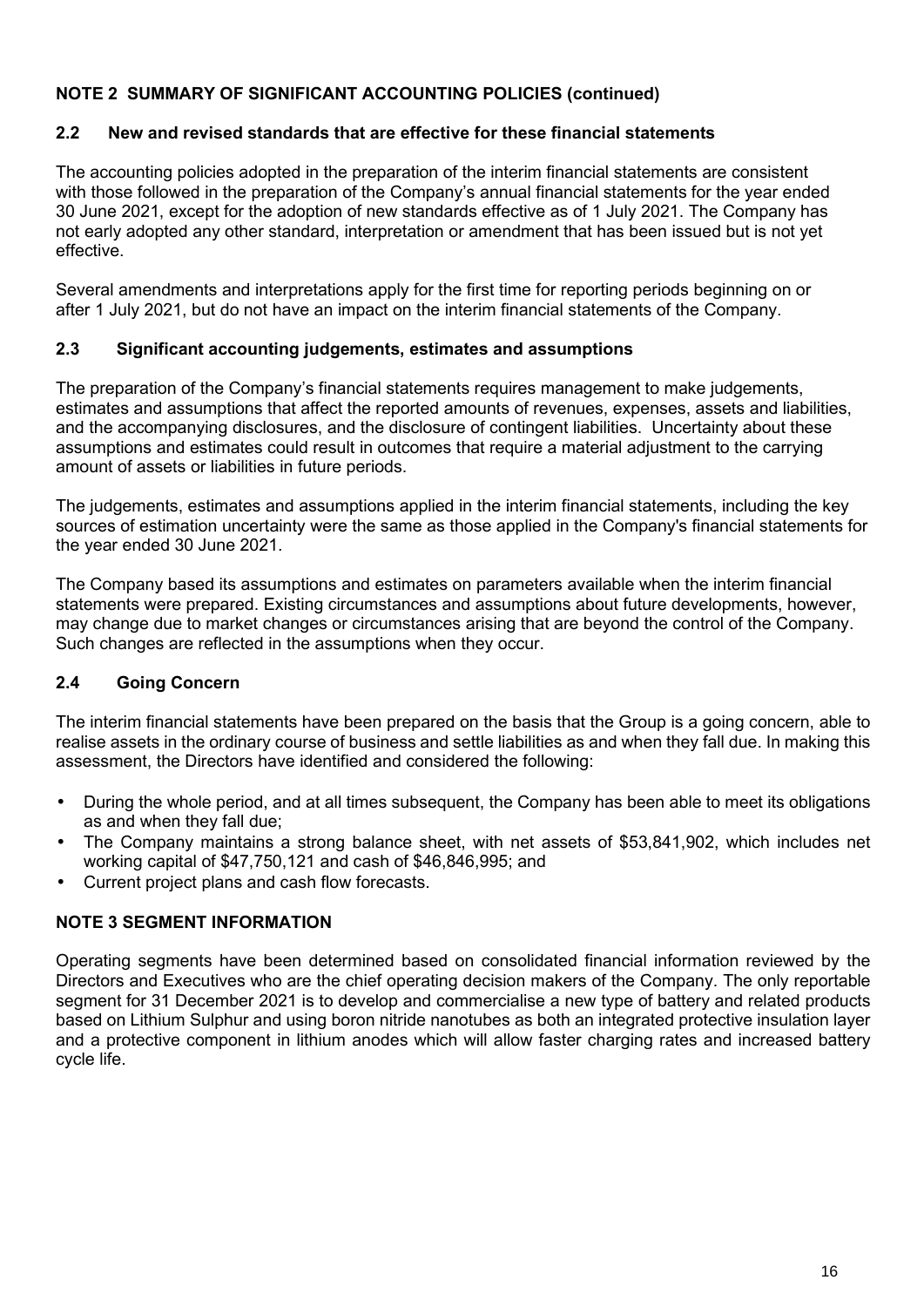## NOTE 2 SUMMARY OF SIGNIFICANT ACCOUNTING POLICIES (continued)

### 2.2 New and revised standards that are effective for these financial statements

The accounting policies adopted in the preparation of the interim financial statements are consistent with those followed in the preparation of the Company's annual financial statements for the year ended 30 June 2021, except for the adoption of new standards effective as of 1 July 2021. The Company has not early adopted any other standard, interpretation or amendment that has been issued but is not yet effective.

Several amendments and interpretations apply for the first time for reporting periods beginning on or after 1 July 2021, but do not have an impact on the interim financial statements of the Company.

### 2.3 Significant accounting judgements, estimates and assumptions

The preparation of the Company's financial statements requires management to make judgements, estimates and assumptions that affect the reported amounts of revenues, expenses, assets and liabilities, and the accompanying disclosures, and the disclosure of contingent liabilities. Uncertainty about these assumptions and estimates could result in outcomes that require a material adjustment to the carrying amount of assets or liabilities in future periods.

The judgements, estimates and assumptions applied in the interim financial statements, including the key sources of estimation uncertainty were the same as those applied in the Company's financial statements for the year ended 30 June 2021.

The Company based its assumptions and estimates on parameters available when the interim financial statements were prepared. Existing circumstances and assumptions about future developments, however, may change due to market changes or circumstances arising that are beyond the control of the Company. Such changes are reflected in the assumptions when they occur.

### 2.4 Going Concern

The interim financial statements have been prepared on the basis that the Group is a going concern, able to realise assets in the ordinary course of business and settle liabilities as and when they fall due. In making this assessment, the Directors have identified and considered the following:

- During the whole period, and at all times subsequent, the Company has been able to meet its obligations as and when they fall due;
- The Company maintains a strong balance sheet, with net assets of $53,841,902, which includes net working capital of $47,750,121 and cash of $46,846,995; and
- Current project plans and cash flow forecasts.

## NOTE 3 SEGMENT INFORMATION

Operating segments have been determined based on consolidated financial information reviewed by the Directors and Executives who are the chief operating decision makers of the Company. The only reportable segment for 31 December 2021 is to develop and commercialise a new type of battery and related products based on Lithium Sulphur and using boron nitride nanotubes as both an integrated protective insulation layer and a protective component in lithium anodes which will allow faster charging rates and increased battery cycle life.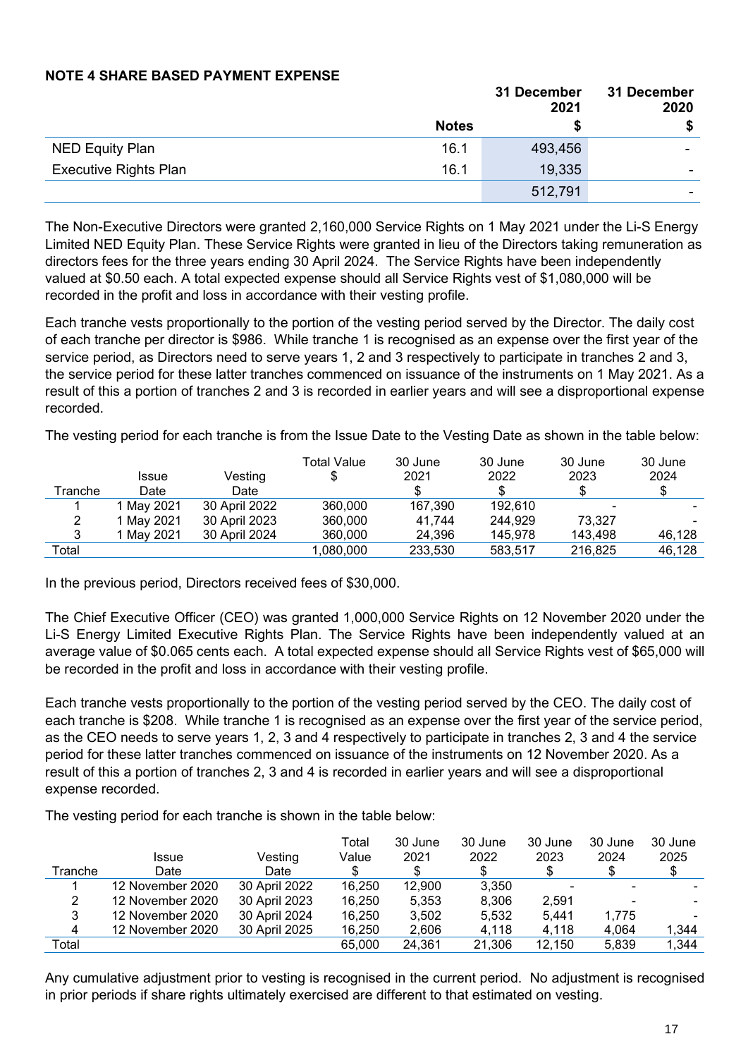**NOTE 4 SHARE BASED PAYMENT EXPENSE**

| | Notes | 31 December 2021 $ | 31 December 2020 $ |
|---|---|---|---|
| NED Equity Plan | 16.1 | 493,456 | - |
| Executive Rights Plan | 16.1 | 19,335 | - |
| | | 512,791 | - |

The Non-Executive Directors were granted 2,160,000 Service Rights on 1 May 2021 under the Li-S Energy Limited NED Equity Plan. These Service Rights were granted in lieu of the Directors taking remuneration as directors fees for the three years ending 30 April 2024. The Service Rights have been independently valued at $0.50 each. A total expected expense should all Service Rights vest of $1,080,000 will be recorded in the profit and loss in accordance with their vesting profile.

Each tranche vests proportionally to the portion of the vesting period served by the Director. The daily cost of each tranche per director is $986. While tranche 1 is recognised as an expense over the first year of the service period, as Directors need to serve years 1, 2 and 3 respectively to participate in tranches 2 and 3, the service period for these latter tranches commenced on issuance of the instruments on 1 May 2021. As a result of this a portion of tranches 2 and 3 is recorded in earlier years and will see a disproportional expense recorded.

The vesting period for each tranche is from the Issue Date to the Vesting Date as shown in the table below:

| Tranche | Issue Date | Vesting Date | Total Value $ | 30 June 2021 $ | 30 June 2022 $ | 30 June 2023 $ | 30 June 2024 $ |
|---|---|---|---|---|---|---|---|
| 1 | 1 May 2021 | 30 April 2022 | 360,000 | 167,390 | 192,610 | - | - |
| 2 | 1 May 2021 | 30 April 2023 | 360,000 | 41,744 | 244,929 | 73,327 | - |
| 3 | 1 May 2021 | 30 April 2024 | 360,000 | 24,396 | 145,978 | 143,498 | 46,128 |
| Total | | | 1,080,000 | 233,530 | 583,517 | 216,825 | 46,128 |

In the previous period, Directors received fees of $30,000.

The Chief Executive Officer (CEO) was granted 1,000,000 Service Rights on 12 November 2020 under the Li-S Energy Limited Executive Rights Plan. The Service Rights have been independently valued at an average value of $0.065 cents each. A total expected expense should all Service Rights vest of $65,000 will be recorded in the profit and loss in accordance with their vesting profile.

Each tranche vests proportionally to the portion of the vesting period served by the CEO. The daily cost of each tranche is $208. While tranche 1 is recognised as an expense over the first year of the service period, as the CEO needs to serve years 1, 2, 3 and 4 respectively to participate in tranches 2, 3 and 4 the service period for these latter tranches commenced on issuance of the instruments on 12 November 2020. As a result of this a portion of tranches 2, 3 and 4 is recorded in earlier years and will see a disproportional expense recorded.

The vesting period for each tranche is shown in the table below:

| Tranche | Issue Date | Vesting Date | Total Value $ | 30 June 2021 $ | 30 June 2022 $ | 30 June 2023 $ | 30 June 2024 $ | 30 June 2025 $ |
|---|---|---|---|---|---|---|---|---|
| 1 | 12 November 2020 | 30 April 2022 | 16,250 | 12,900 | 3,350 | - | - | - |
| 2 | 12 November 2020 | 30 April 2023 | 16,250 | 5,353 | 8,306 | 2,591 | - | - |
| 3 | 12 November 2020 | 30 April 2024 | 16,250 | 3,502 | 5,532 | 5,441 | 1,775 | - |
| 4 | 12 November 2020 | 30 April 2025 | 16,250 | 2,606 | 4,118 | 4,118 | 4,064 | 1,344 |
| Total | | | 65,000 | 24,361 | 21,306 | 12,150 | 5,839 | 1,344 |

Any cumulative adjustment prior to vesting is recognised in the current period. No adjustment is recognised in prior periods if share rights ultimately exercised are different to that estimated on vesting.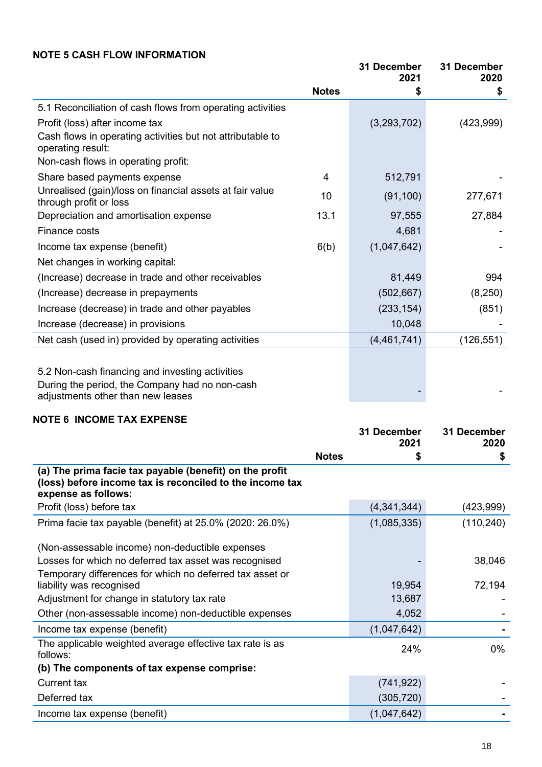## NOTE 5 CASH FLOW INFORMATION

| | Notes | 31 December 2021 $ | 31 December 2020 $ |
|---|---|---|---|
| 5.1 Reconciliation of cash flows from operating activities | | | |
| Profit (loss) after income tax | | (3,293,702) | (423,999) |
| Cash flows in operating activities but not attributable to operating result: | | | |
| Non-cash flows in operating profit: | | | |
| Share based payments expense | 4 | 512,791 | - |
| Unrealised (gain)/loss on financial assets at fair value through profit or loss | 10 | (91,100) | 277,671 |
| Depreciation and amortisation expense | 13.1 | 97,555 | 27,884 |
| Finance costs | | 4,681 | - |
| Income tax expense (benefit) | 6(b) | (1,047,642) | - |
| Net changes in working capital: | | | |
| (Increase) decrease in trade and other receivables | | 81,449 | 994 |
| (Increase) decrease in prepayments | | (502,667) | (8,250) |
| Increase (decrease) in trade and other payables | | (233,154) | (851) |
| Increase (decrease) in provisions | | 10,048 | - |
| Net cash (used in) provided by operating activities | | (4,461,741) | (126,551) |
| | | | |
| 5.2 Non-cash financing and investing activities | | | |
| During the period, the Company had no non-cash adjustments other than new leases | | - | - |

## NOTE 6 INCOME TAX EXPENSE

| | Notes | 31 December 2021 $ | 31 December 2020 $ |
|---|---|---|---|
| **(a) The prima facie tax payable (benefit) on the profit (loss) before income tax is reconciled to the income tax expense as follows:** | | | |
| Profit (loss) before tax | | (4,341,344) | (423,999) |
| Prima facie tax payable (benefit) at 25.0% (2020: 26.0%) | | (1,085,335) | (110,240) |
| (Non-assessable income) non-deductible expenses | | | |
| Losses for which no deferred tax asset was recognised | | - | 38,046 |
| Temporary differences for which no deferred tax asset or liability was recognised | | 19,954 | 72,194 |
| Adjustment for change in statutory tax rate | | 13,687 | - |
| Other (non-assessable income) non-deductible expenses | | 4,052 | - |
| Income tax expense (benefit) | | (1,047,642) | **-** |
| The applicable weighted average effective tax rate is as follows: | | 24% | 0% |
| **(b) The components of tax expense comprise:** | | | |
| Current tax | | (741,922) | - |
| Deferred tax | | (305,720) | - |
| Income tax expense (benefit) | | (1,047,642) | **-** |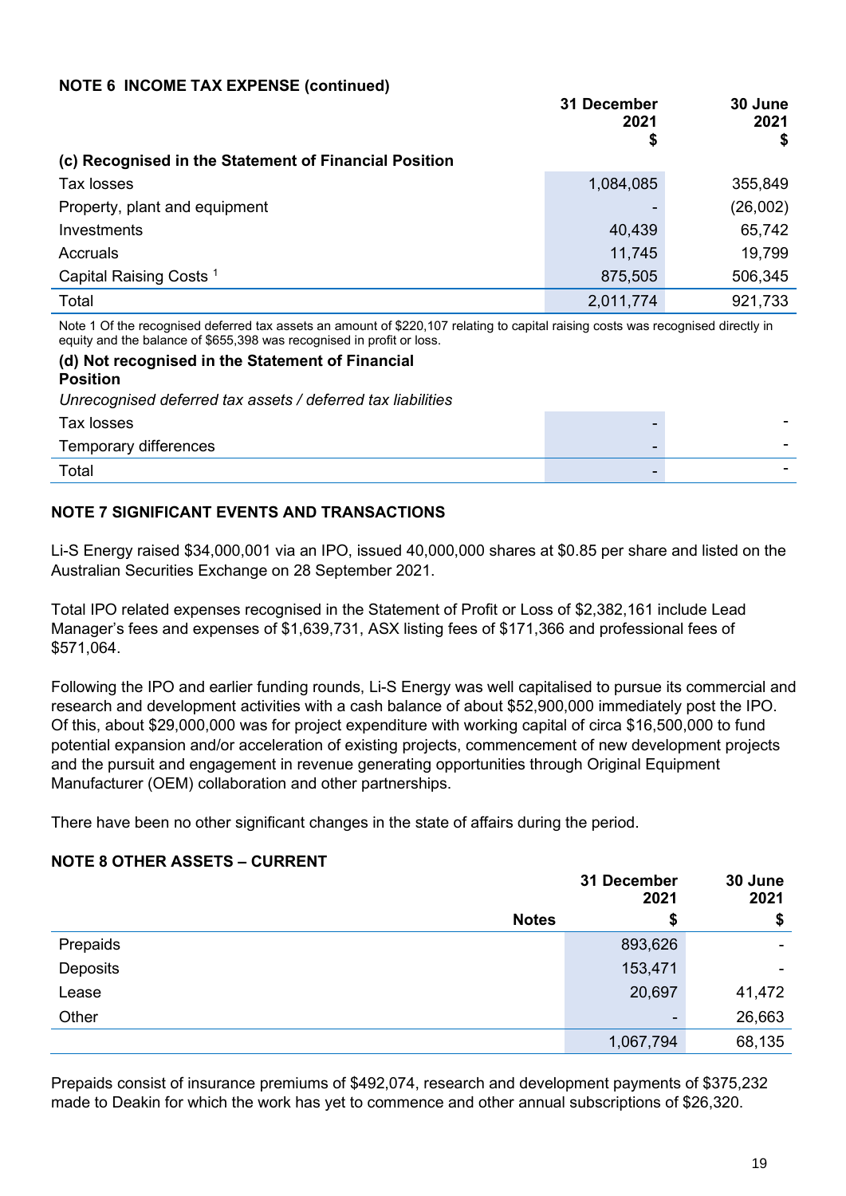## NOTE 6 INCOME TAX EXPENSE (continued)

| | 31 December 2021 $ | 30 June 2021 $ |
|---|---|---|
| **(c) Recognised in the Statement of Financial Position** | | |
| Tax losses | 1,084,085 | 355,849 |
| Property, plant and equipment | - | (26,002) |
| Investments | 40,439 | 65,742 |
| Accruals | 11,745 | 19,799 |
| Capital Raising Costs [1] | 875,505 | 506,345 |
| Total | 2,011,774 | 921,733 |

Note 1 Of the recognised deferred tax assets an amount of $220,107 relating to capital raising costs was recognised directly in equity and the balance of $655,398 was recognised in profit or loss.

| | 31 December 2021 $ | 30 June 2021 $ |
|---|---|---|
| **(d) Not recognised in the Statement of Financial Position** | | |
| *Unrecognised deferred tax assets / deferred tax liabilities* | | |
| Tax losses | - | - |
| Temporary differences | - | - |
| Total | - | - |

## NOTE 7 SIGNIFICANT EVENTS AND TRANSACTIONS

Li-S Energy raised $34,000,001 via an IPO, issued 40,000,000 shares at $0.85 per share and listed on the Australian Securities Exchange on 28 September 2021.

Total IPO related expenses recognised in the Statement of Profit or Loss of $2,382,161 include Lead Manager's fees and expenses of $1,639,731, ASX listing fees of $171,366 and professional fees of $571,064.

Following the IPO and earlier funding rounds, Li-S Energy was well capitalised to pursue its commercial and research and development activities with a cash balance of about $52,900,000 immediately post the IPO. Of this, about $29,000,000 was for project expenditure with working capital of circa $16,500,000 to fund potential expansion and/or acceleration of existing projects, commencement of new development projects and the pursuit and engagement in revenue generating opportunities through Original Equipment Manufacturer (OEM) collaboration and other partnerships.

There have been no other significant changes in the state of affairs during the period.

## NOTE 8 OTHER ASSETS – CURRENT

| | Notes | 31 December 2021 $ | 30 June 2021 $ |
|---|---|---|---|
| Prepaids | | 893,626 | - |
| Deposits | | 153,471 | - |
| Lease | | 20,697 | 41,472 |
| Other | | - | 26,663 |
| | | 1,067,794 | 68,135 |

Prepaids consist of insurance premiums of $492,074, research and development payments of $375,232 made to Deakin for which the work has yet to commence and other annual subscriptions of $26,320.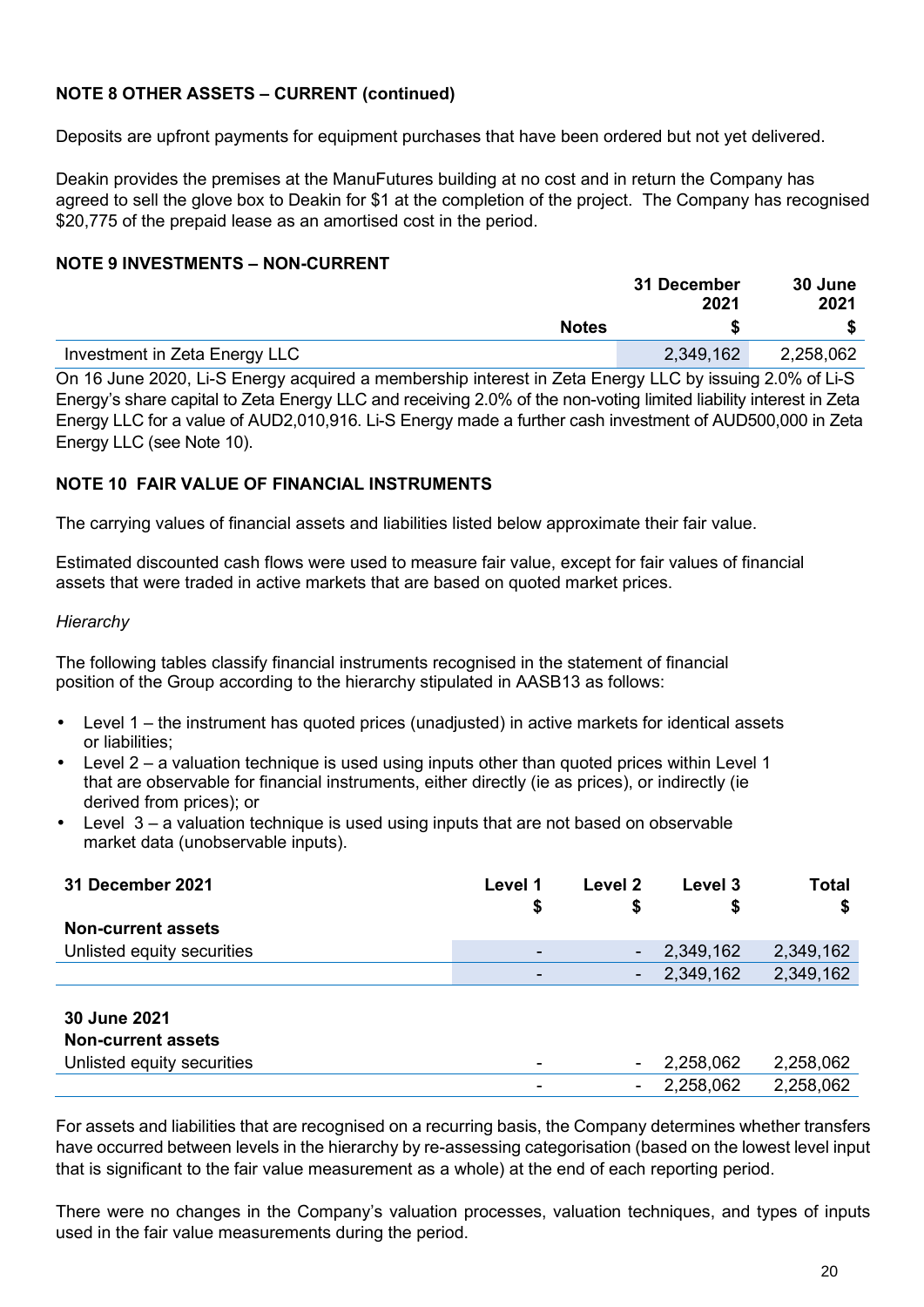## NOTE 8 OTHER ASSETS – CURRENT (continued)

Deposits are upfront payments for equipment purchases that have been ordered but not yet delivered.

Deakin provides the premises at the ManuFutures building at no cost and in return the Company has agreed to sell the glove box to Deakin for $1 at the completion of the project. The Company has recognised $20,775 of the prepaid lease as an amortised cost in the period.

## NOTE 9 INVESTMENTS – NON-CURRENT

| | Notes | 31 December 2021 $ | 30 June 2021 $ |
|---|---|---|---|
| Investment in Zeta Energy LLC | | 2,349,162 | 2,258,062 |

On 16 June 2020, Li-S Energy acquired a membership interest in Zeta Energy LLC by issuing 2.0% of Li-S Energy's share capital to Zeta Energy LLC and receiving 2.0% of the non-voting limited liability interest in Zeta Energy LLC for a value of AUD2,010,916. Li-S Energy made a further cash investment of AUD500,000 in Zeta Energy LLC (see Note 10).

## NOTE 10 FAIR VALUE OF FINANCIAL INSTRUMENTS

The carrying values of financial assets and liabilities listed below approximate their fair value.

Estimated discounted cash flows were used to measure fair value, except for fair values of financial assets that were traded in active markets that are based on quoted market prices.

*Hierarchy*

The following tables classify financial instruments recognised in the statement of financial position of the Group according to the hierarchy stipulated in AASB13 as follows:

- Level 1 – the instrument has quoted prices (unadjusted) in active markets for identical assets or liabilities;
- Level 2 – a valuation technique is used using inputs other than quoted prices within Level 1 that are observable for financial instruments, either directly (ie as prices), or indirectly (ie derived from prices); or
- Level 3 – a valuation technique is used using inputs that are not based on observable market data (unobservable inputs).

| 31 December 2021 | Level 1 $ | Level 2 $ | Level 3 $ | Total $ |
|---|---|---|---|---|
| **Non-current assets** | | | | |
| Unlisted equity securities | - | - | 2,349,162 | 2,349,162 |
| | - | - | 2,349,162 | 2,349,162 |
| | | | | |
| **30 June 2021** | | | | |
| **Non-current assets** | | | | |
| Unlisted equity securities | - | - | 2,258,062 | 2,258,062 |
| | - | - | 2,258,062 | 2,258,062 |

For assets and liabilities that are recognised on a recurring basis, the Company determines whether transfers have occurred between levels in the hierarchy by re-assessing categorisation (based on the lowest level input that is significant to the fair value measurement as a whole) at the end of each reporting period.

There were no changes in the Company's valuation processes, valuation techniques, and types of inputs used in the fair value measurements during the period.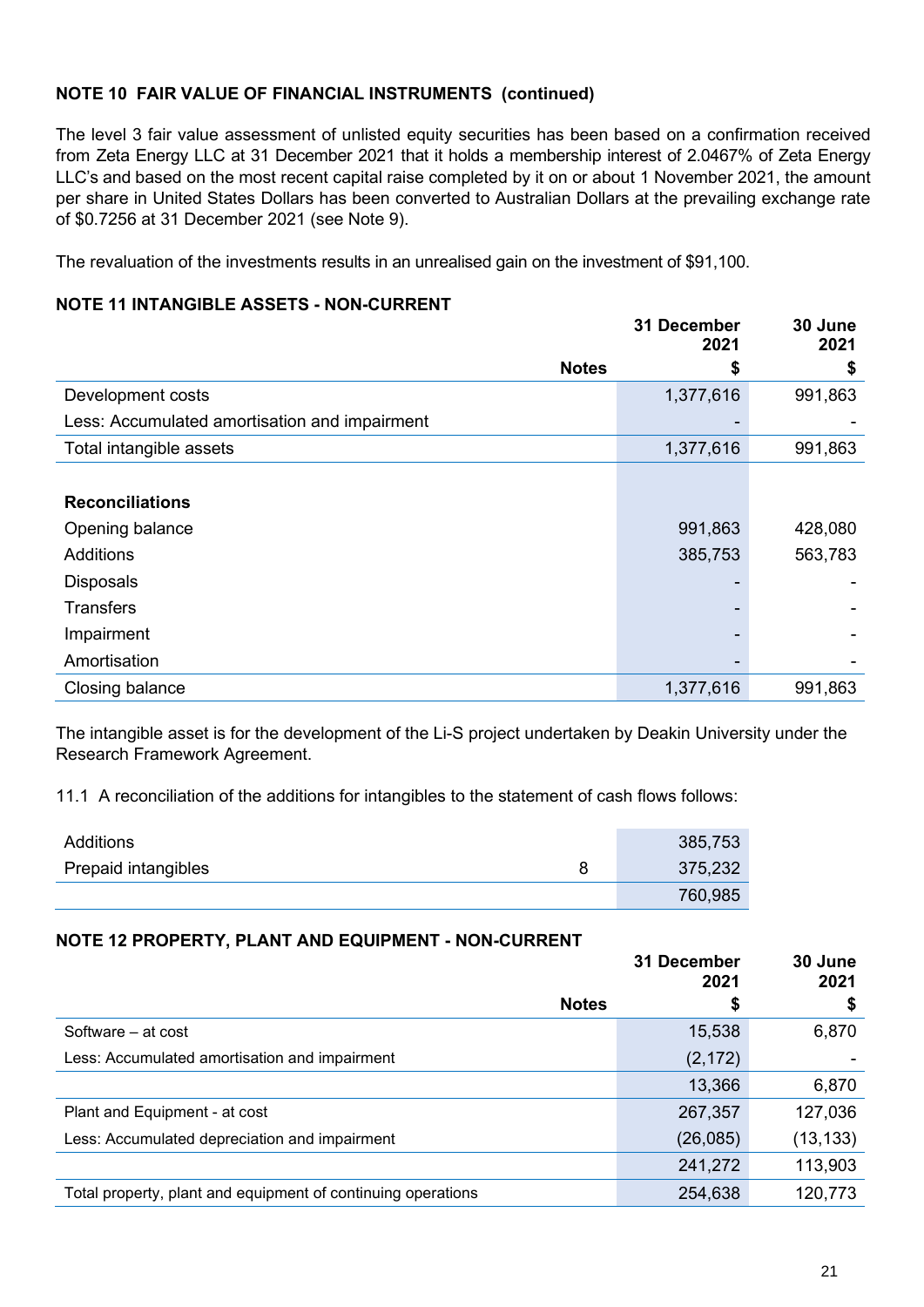**NOTE 10 FAIR VALUE OF FINANCIAL INSTRUMENTS (continued)**

The level 3 fair value assessment of unlisted equity securities has been based on a confirmation received from Zeta Energy LLC at 31 December 2021 that it holds a membership interest of 2.0467% of Zeta Energy LLC's and based on the most recent capital raise completed by it on or about 1 November 2021, the amount per share in United States Dollars has been converted to Australian Dollars at the prevailing exchange rate of $0.7256 at 31 December 2021 (see Note 9).

The revaluation of the investments results in an unrealised gain on the investment of $91,100.

**NOTE 11 INTANGIBLE ASSETS - NON-CURRENT**

| | Notes | 31 December 2021 $ | 30 June 2021 $ |
|---|---|---|---|
| Development costs | | 1,377,616 | 991,863 |
| Less: Accumulated amortisation and impairment | | - | - |
| Total intangible assets | | 1,377,616 | 991,863 |
| | | | |
| **Reconciliations** | | | |
| Opening balance | | 991,863 | 428,080 |
| Additions | | 385,753 | 563,783 |
| Disposals | | - | - |
| Transfers | | - | - |
| Impairment | | - | - |
| Amortisation | | - | - |
| Closing balance | | 1,377,616 | 991,863 |

The intangible asset is for the development of the Li-S project undertaken by Deakin University under the Research Framework Agreement.

11.1 A reconciliation of the additions for intangibles to the statement of cash flows follows:

| | | |
|---|---|---|
| Additions | | 385,753 |
| Prepaid intangibles | 8 | 375,232 |
| | | 760,985 |

**NOTE 12 PROPERTY, PLANT AND EQUIPMENT - NON-CURRENT**

| | Notes | 31 December 2021 $ | 30 June 2021 $ |
|---|---|---|---|
| Software – at cost | | 15,538 | 6,870 |
| Less: Accumulated amortisation and impairment | | (2,172) | - |
| | | 13,366 | 6,870 |
| Plant and Equipment - at cost | | 267,357 | 127,036 |
| Less: Accumulated depreciation and impairment | | (26,085) | (13,133) |
| | | 241,272 | 113,903 |
| Total property, plant and equipment of continuing operations | | 254,638 | 120,773 |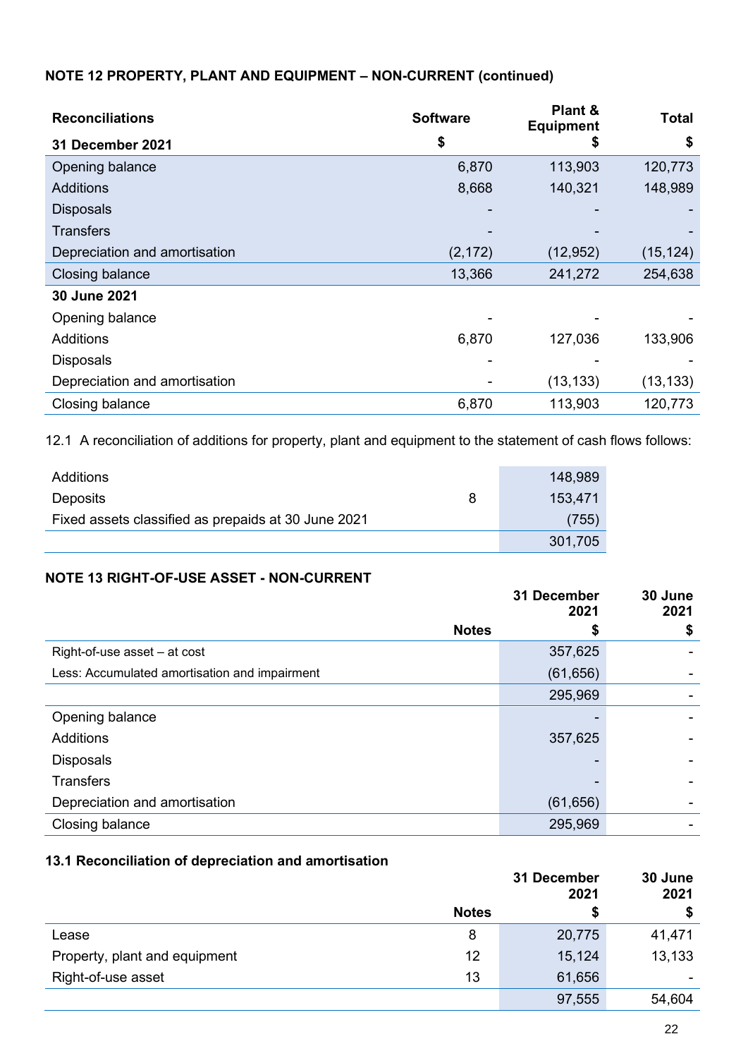## NOTE 12 PROPERTY, PLANT AND EQUIPMENT – NON-CURRENT (continued)

| Reconciliations | Software | Plant & Equipment | Total |
|---|---|---|---|
| **31 December 2021** | **$** | **$** | **$** |
| Opening balance | 6,870 | 113,903 | 120,773 |
| Additions | 8,668 | 140,321 | 148,989 |
| Disposals | - | - | - |
| Transfers | - | - | - |
| Depreciation and amortisation | (2,172) | (12,952) | (15,124) |
| Closing balance | 13,366 | 241,272 | 254,638 |
| **30 June 2021** | | | |
| Opening balance | - | - | - |
| Additions | 6,870 | 127,036 | 133,906 |
| Disposals | - | - | - |
| Depreciation and amortisation | - | (13,133) | (13,133) |
| Closing balance | 6,870 | 113,903 | 120,773 |

12.1 A reconciliation of additions for property, plant and equipment to the statement of cash flows follows:

| | | |
|---|---|---|
| Additions | | 148,989 |
| Deposits | 8 | 153,471 |
| Fixed assets classified as prepaids at 30 June 2021 | | (755) |
| | | 301,705 |

## NOTE 13 RIGHT-OF-USE ASSET - NON-CURRENT

| | Notes | 31 December 2021 $ | 30 June 2021 $ |
|---|---|---|---|
| Right-of-use asset – at cost | | 357,625 | - |
| Less: Accumulated amortisation and impairment | | (61,656) | - |
| | | 295,969 | - |
| Opening balance | | - | - |
| Additions | | 357,625 | - |
| Disposals | | - | - |
| Transfers | | - | - |
| Depreciation and amortisation | | (61,656) | - |
| Closing balance | | 295,969 | - |

### 13.1 Reconciliation of depreciation and amortisation

| | Notes | 31 December 2021 $ | 30 June 2021 $ |
|---|---|---|---|
| Lease | 8 | 20,775 | 41,471 |
| Property, plant and equipment | 12 | 15,124 | 13,133 |
| Right-of-use asset | 13 | 61,656 | - |
| | | 97,555 | 54,604 |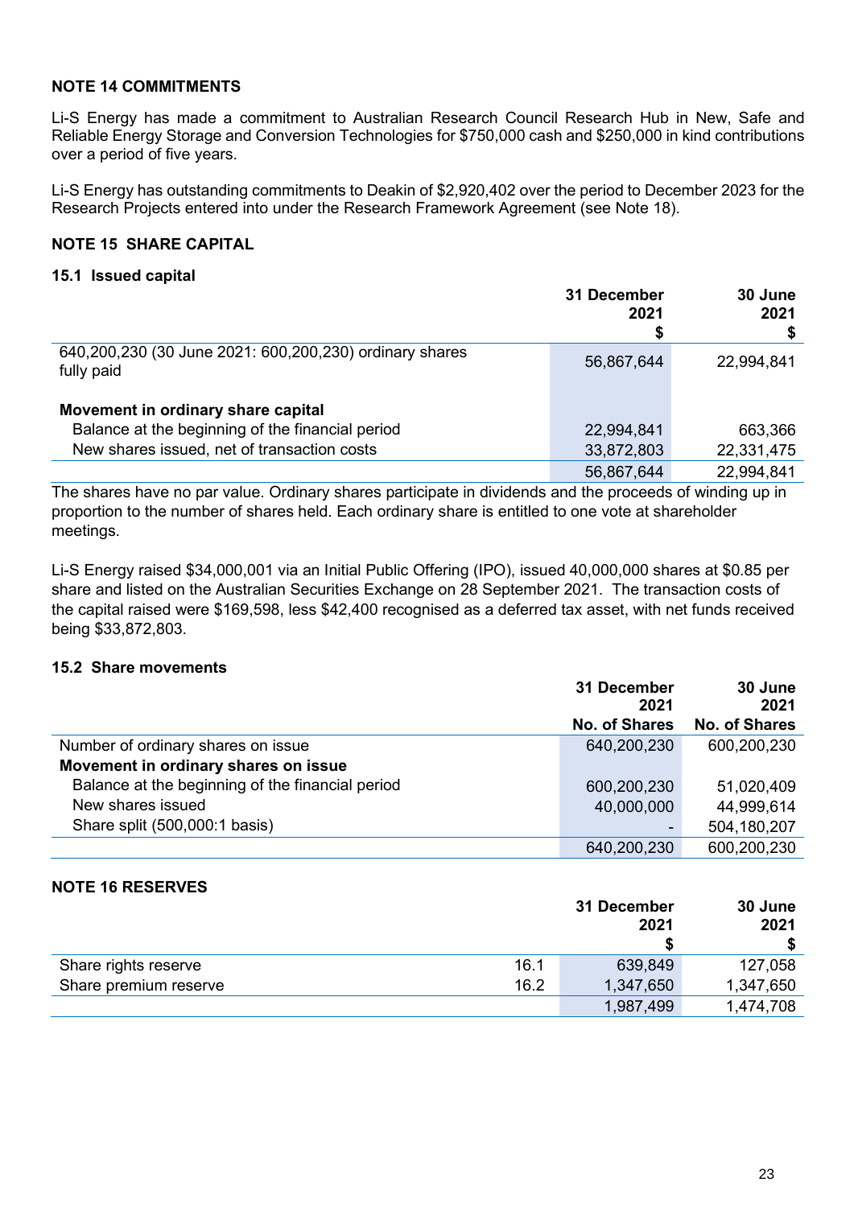## NOTE 14 COMMITMENTS

Li-S Energy has made a commitment to Australian Research Council Research Hub in New, Safe and Reliable Energy Storage and Conversion Technologies for $750,000 cash and $250,000 in kind contributions over a period of five years.

Li-S Energy has outstanding commitments to Deakin of $2,920,402 over the period to December 2023 for the Research Projects entered into under the Research Framework Agreement (see Note 18).

## NOTE 15 SHARE CAPITAL

### 15.1 Issued capital

| | 31 December 2021 $ | 30 June 2021 $ |
|---|---|---|
| 640,200,230 (30 June 2021: 600,200,230) ordinary shares fully paid | 56,867,644 | 22,994,841 |
| **Movement in ordinary share capital** | | |
| Balance at the beginning of the financial period | 22,994,841 | 663,366 |
| New shares issued, net of transaction costs | 33,872,803 | 22,331,475 |
| | 56,867,644 | 22,994,841 |

The shares have no par value. Ordinary shares participate in dividends and the proceeds of winding up in proportion to the number of shares held. Each ordinary share is entitled to one vote at shareholder meetings.

Li-S Energy raised $34,000,001 via an Initial Public Offering (IPO), issued 40,000,000 shares at $0.85 per share and listed on the Australian Securities Exchange on 28 September 2021. The transaction costs of the capital raised were $169,598, less $42,400 recognised as a deferred tax asset, with net funds received being $33,872,803.

### 15.2 Share movements

| | 31 December 2021 No. of Shares | 30 June 2021 No. of Shares |
|---|---|---|
| Number of ordinary shares on issue | 640,200,230 | 600,200,230 |
| **Movement in ordinary shares on issue** | | |
| Balance at the beginning of the financial period | 600,200,230 | 51,020,409 |
| New shares issued | 40,000,000 | 44,999,614 |
| Share split (500,000:1 basis) | - | 504,180,207 |
| | 640,200,230 | 600,200,230 |

## NOTE 16 RESERVES

| | | 31 December 2021 $ | 30 June 2021 $ |
|---|---|---|---|
| Share rights reserve | 16.1 | 639,849 | 127,058 |
| Share premium reserve | 16.2 | 1,347,650 | 1,347,650 |
| | | 1,987,499 | 1,474,708 |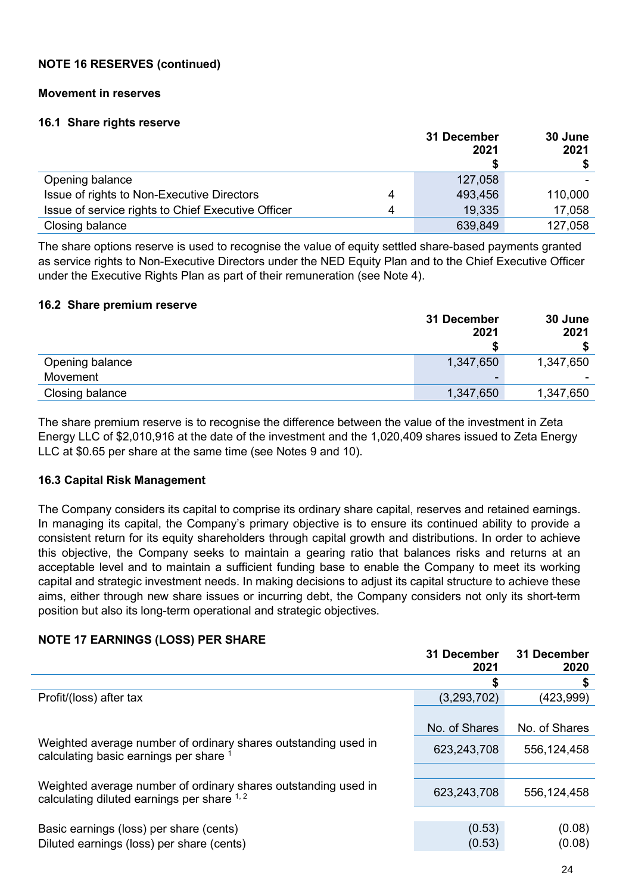**NOTE 16 RESERVES (continued)**

**Movement in reserves**

**16.1 Share rights reserve**

| | | 31 December 2021 $ | 30 June 2021 $ |
|---|---|---|---|
| Opening balance | | 127,058 | - |
| Issue of rights to Non-Executive Directors | 4 | 493,456 | 110,000 |
| Issue of service rights to Chief Executive Officer | 4 | 19,335 | 17,058 |
| Closing balance | | 639,849 | 127,058 |

The share options reserve is used to recognise the value of equity settled share-based payments granted as service rights to Non-Executive Directors under the NED Equity Plan and to the Chief Executive Officer under the Executive Rights Plan as part of their remuneration (see Note 4).

**16.2 Share premium reserve**

| | 31 December 2021 $ | 30 June 2021 $ |
|---|---|---|
| Opening balance | 1,347,650 | 1,347,650 |
| Movement | - | - |
| Closing balance | 1,347,650 | 1,347,650 |

The share premium reserve is to recognise the difference between the value of the investment in Zeta Energy LLC of $2,010,916 at the date of the investment and the 1,020,409 shares issued to Zeta Energy LLC at $0.65 per share at the same time (see Notes 9 and 10).

**16.3 Capital Risk Management**

The Company considers its capital to comprise its ordinary share capital, reserves and retained earnings. In managing its capital, the Company's primary objective is to ensure its continued ability to provide a consistent return for its equity shareholders through capital growth and distributions. In order to achieve this objective, the Company seeks to maintain a gearing ratio that balances risks and returns at an acceptable level and to maintain a sufficient funding base to enable the Company to meet its working capital and strategic investment needs. In making decisions to adjust its capital structure to achieve these aims, either through new share issues or incurring debt, the Company considers not only its short-term position but also its long-term operational and strategic objectives.

**NOTE 17 EARNINGS (LOSS) PER SHARE**

| | 31 December 2021 | 31 December 2020 |
|---|---|---|
| | $ | $ |
| Profit/(loss) after tax | (3,293,702) | (423,999) |
| | No. of Shares | No. of Shares |
| Weighted average number of ordinary shares outstanding used in calculating basic earnings per share [1] | 623,243,708 | 556,124,458 |
| Weighted average number of ordinary shares outstanding used in calculating diluted earnings per share [1,2] | 623,243,708 | 556,124,458 |
| Basic earnings (loss) per share (cents) | (0.53) | (0.08) |
| Diluted earnings (loss) per share (cents) | (0.53) | (0.08) |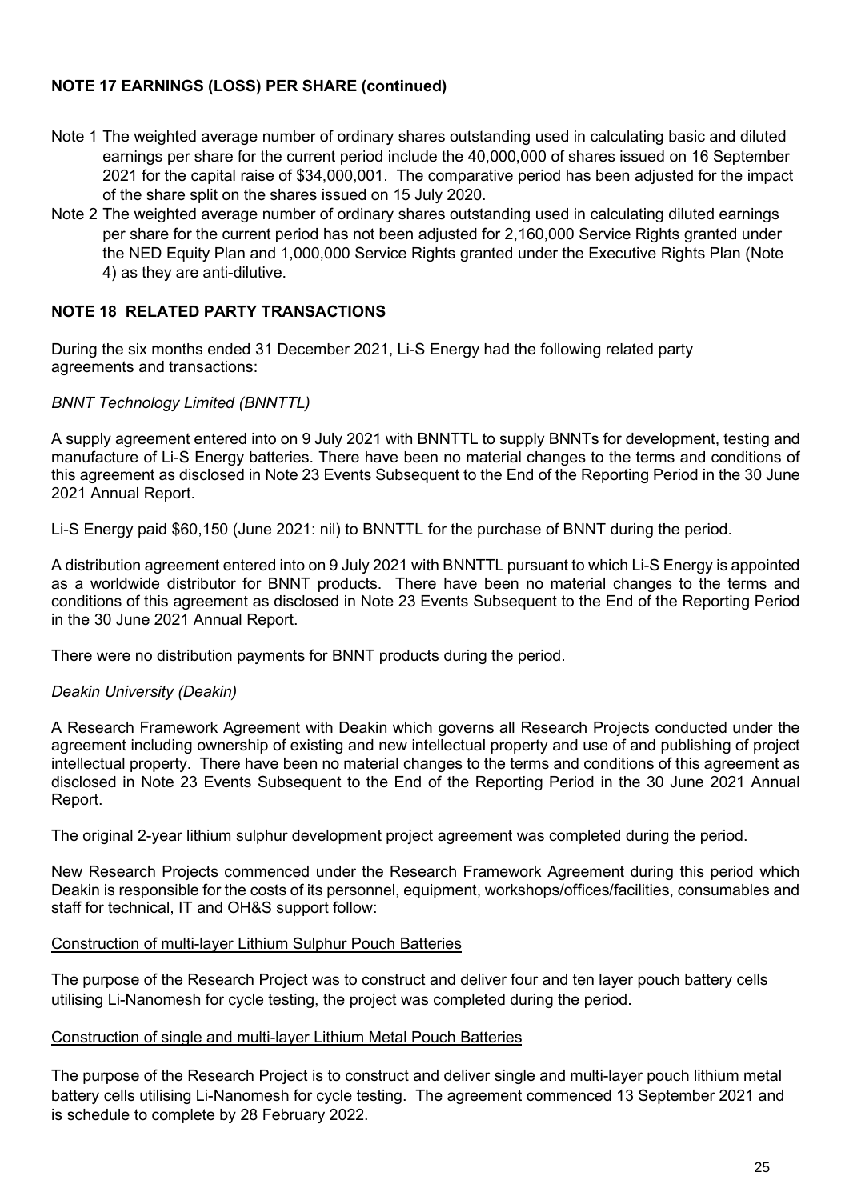**NOTE 17 EARNINGS (LOSS) PER SHARE (continued)**

Note 1 The weighted average number of ordinary shares outstanding used in calculating basic and diluted earnings per share for the current period include the 40,000,000 of shares issued on 16 September 2021 for the capital raise of $34,000,001. The comparative period has been adjusted for the impact of the share split on the shares issued on 15 July 2020.

Note 2 The weighted average number of ordinary shares outstanding used in calculating diluted earnings per share for the current period has not been adjusted for 2,160,000 Service Rights granted under the NED Equity Plan and 1,000,000 Service Rights granted under the Executive Rights Plan (Note 4) as they are anti-dilutive.

## NOTE 18 RELATED PARTY TRANSACTIONS

During the six months ended 31 December 2021, Li-S Energy had the following related party agreements and transactions:

*BNNT Technology Limited (BNNTTL)*

A supply agreement entered into on 9 July 2021 with BNNTTL to supply BNNTs for development, testing and manufacture of Li-S Energy batteries. There have been no material changes to the terms and conditions of this agreement as disclosed in Note 23 Events Subsequent to the End of the Reporting Period in the 30 June 2021 Annual Report.

Li-S Energy paid $60,150 (June 2021: nil) to BNNTTL for the purchase of BNNT during the period.

A distribution agreement entered into on 9 July 2021 with BNNTTL pursuant to which Li-S Energy is appointed as a worldwide distributor for BNNT products. There have been no material changes to the terms and conditions of this agreement as disclosed in Note 23 Events Subsequent to the End of the Reporting Period in the 30 June 2021 Annual Report.

There were no distribution payments for BNNT products during the period.

*Deakin University (Deakin)*

A Research Framework Agreement with Deakin which governs all Research Projects conducted under the agreement including ownership of existing and new intellectual property and use of and publishing of project intellectual property. There have been no material changes to the terms and conditions of this agreement as disclosed in Note 23 Events Subsequent to the End of the Reporting Period in the 30 June 2021 Annual Report.

The original 2-year lithium sulphur development project agreement was completed during the period.

New Research Projects commenced under the Research Framework Agreement during this period which Deakin is responsible for the costs of its personnel, equipment, workshops/offices/facilities, consumables and staff for technical, IT and OH&S support follow:

Construction of multi-layer Lithium Sulphur Pouch Batteries

The purpose of the Research Project was to construct and deliver four and ten layer pouch battery cells utilising Li-Nanomesh for cycle testing, the project was completed during the period.

Construction of single and multi-layer Lithium Metal Pouch Batteries

The purpose of the Research Project is to construct and deliver single and multi-layer pouch lithium metal battery cells utilising Li-Nanomesh for cycle testing. The agreement commenced 13 September 2021 and is schedule to complete by 28 February 2022.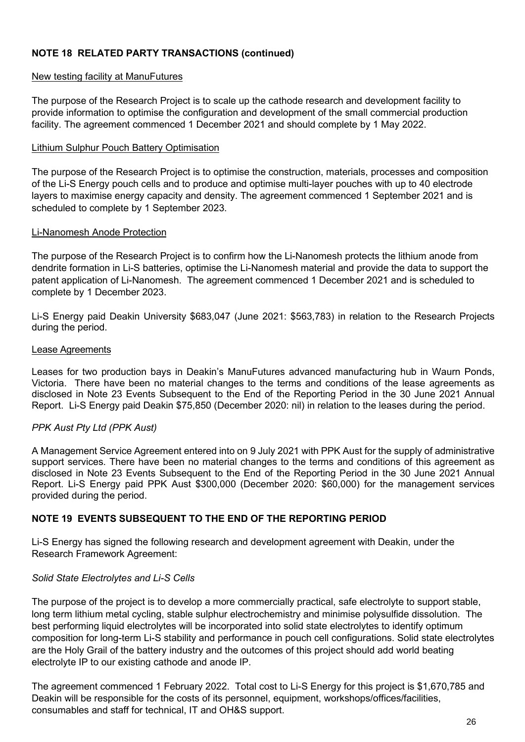## NOTE 18 RELATED PARTY TRANSACTIONS (continued)

New testing facility at ManuFutures

The purpose of the Research Project is to scale up the cathode research and development facility to provide information to optimise the configuration and development of the small commercial production facility. The agreement commenced 1 December 2021 and should complete by 1 May 2022.

Lithium Sulphur Pouch Battery Optimisation

The purpose of the Research Project is to optimise the construction, materials, processes and composition of the Li-S Energy pouch cells and to produce and optimise multi-layer pouches with up to 40 electrode layers to maximise energy capacity and density. The agreement commenced 1 September 2021 and is scheduled to complete by 1 September 2023.

Li-Nanomesh Anode Protection

The purpose of the Research Project is to confirm how the Li-Nanomesh protects the lithium anode from dendrite formation in Li-S batteries, optimise the Li-Nanomesh material and provide the data to support the patent application of Li-Nanomesh. The agreement commenced 1 December 2021 and is scheduled to complete by 1 December 2023.

Li-S Energy paid Deakin University $683,047 (June 2021: $563,783) in relation to the Research Projects during the period.

Lease Agreements

Leases for two production bays in Deakin's ManuFutures advanced manufacturing hub in Waurn Ponds, Victoria. There have been no material changes to the terms and conditions of the lease agreements as disclosed in Note 23 Events Subsequent to the End of the Reporting Period in the 30 June 2021 Annual Report. Li-S Energy paid Deakin $75,850 (December 2020: nil) in relation to the leases during the period.

*PPK Aust Pty Ltd (PPK Aust)*

A Management Service Agreement entered into on 9 July 2021 with PPK Aust for the supply of administrative support services. There have been no material changes to the terms and conditions of this agreement as disclosed in Note 23 Events Subsequent to the End of the Reporting Period in the 30 June 2021 Annual Report. Li-S Energy paid PPK Aust $300,000 (December 2020: $60,000) for the management services provided during the period.

## NOTE 19 EVENTS SUBSEQUENT TO THE END OF THE REPORTING PERIOD

Li-S Energy has signed the following research and development agreement with Deakin, under the Research Framework Agreement:

*Solid State Electrolytes and Li-S Cells*

The purpose of the project is to develop a more commercially practical, safe electrolyte to support stable, long term lithium metal cycling, stable sulphur electrochemistry and minimise polysulfide dissolution. The best performing liquid electrolytes will be incorporated into solid state electrolytes to identify optimum composition for long-term Li-S stability and performance in pouch cell configurations. Solid state electrolytes are the Holy Grail of the battery industry and the outcomes of this project should add world beating electrolyte IP to our existing cathode and anode IP.

The agreement commenced 1 February 2022. Total cost to Li-S Energy for this project is $1,670,785 and Deakin will be responsible for the costs of its personnel, equipment, workshops/offices/facilities, consumables and staff for technical, IT and OH&S support.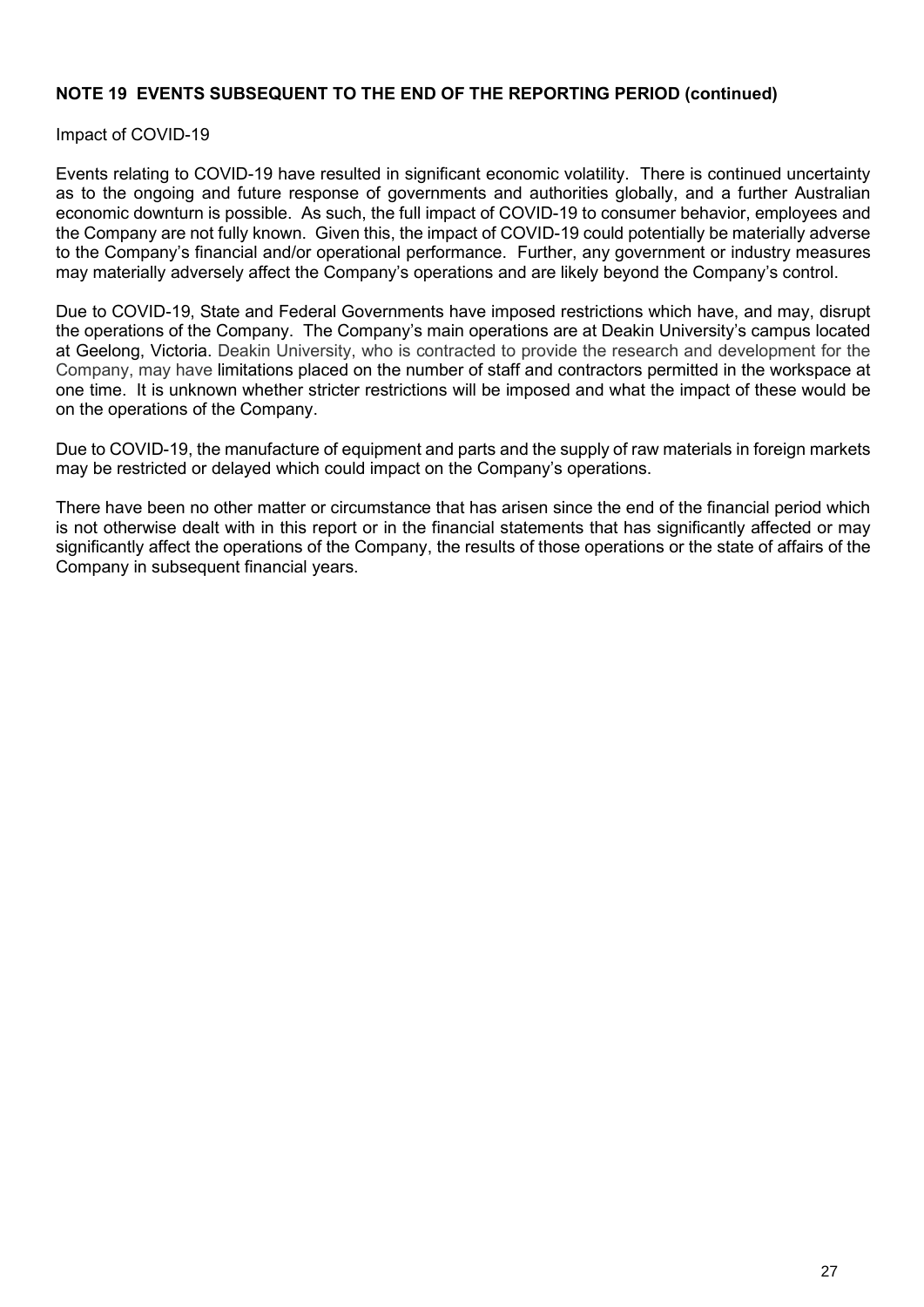**NOTE 19 EVENTS SUBSEQUENT TO THE END OF THE REPORTING PERIOD (continued)**

Impact of COVID-19

Events relating to COVID-19 have resulted in significant economic volatility. There is continued uncertainty as to the ongoing and future response of governments and authorities globally, and a further Australian economic downturn is possible. As such, the full impact of COVID-19 to consumer behavior, employees and the Company are not fully known. Given this, the impact of COVID-19 could potentially be materially adverse to the Company's financial and/or operational performance. Further, any government or industry measures may materially adversely affect the Company's operations and are likely beyond the Company's control.

Due to COVID-19, State and Federal Governments have imposed restrictions which have, and may, disrupt the operations of the Company. The Company's main operations are at Deakin University's campus located at Geelong, Victoria. Deakin University, who is contracted to provide the research and development for the Company, may have limitations placed on the number of staff and contractors permitted in the workspace at one time. It is unknown whether stricter restrictions will be imposed and what the impact of these would be on the operations of the Company.

Due to COVID-19, the manufacture of equipment and parts and the supply of raw materials in foreign markets may be restricted or delayed which could impact on the Company's operations.

There have been no other matter or circumstance that has arisen since the end of the financial period which is not otherwise dealt with in this report or in the financial statements that has significantly affected or may significantly affect the operations of the Company, the results of those operations or the state of affairs of the Company in subsequent financial years.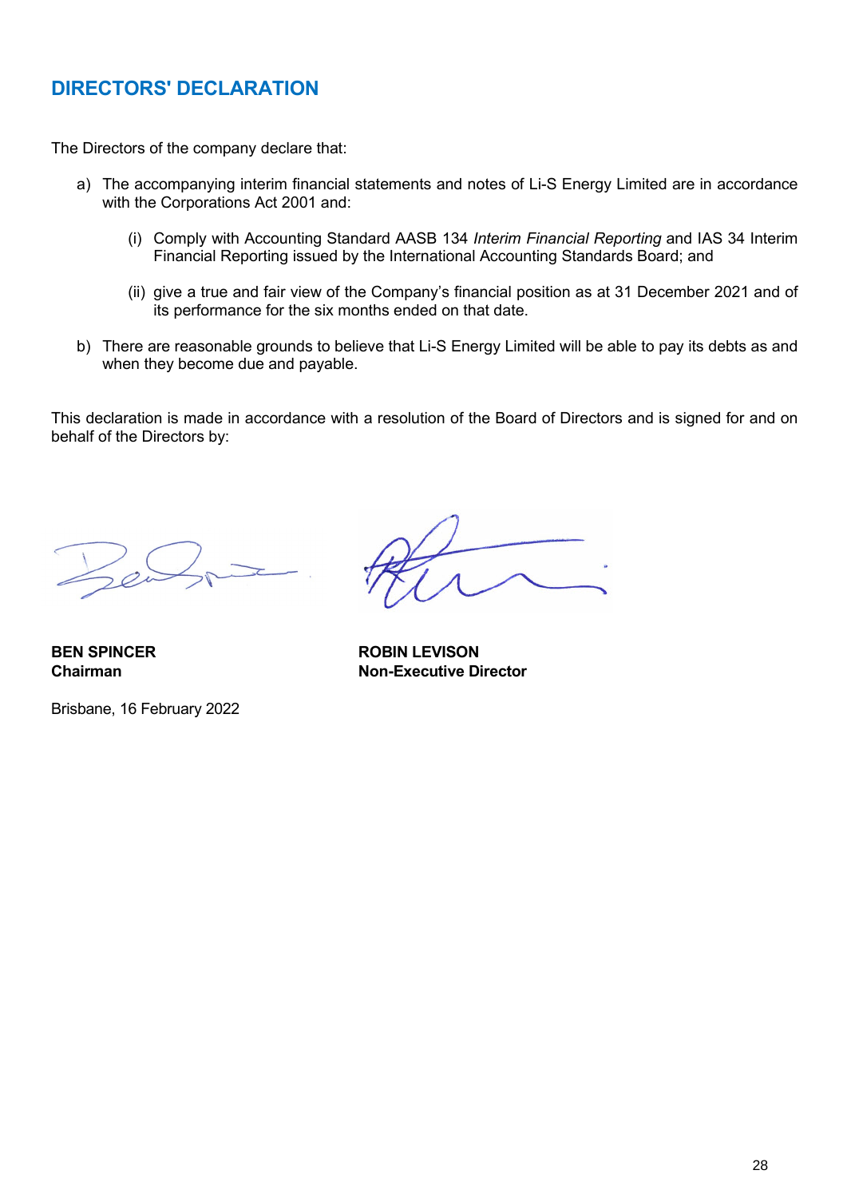# DIRECTORS' DECLARATION

The Directors of the company declare that:

a) The accompanying interim financial statements and notes of Li-S Energy Limited are in accordance with the Corporations Act 2001 and:

   (i) Comply with Accounting Standard AASB 134 *Interim Financial Reporting* and IAS 34 Interim Financial Reporting issued by the International Accounting Standards Board; and

   (ii) give a true and fair view of the Company's financial position as at 31 December 2021 and of its performance for the six months ended on that date.

b) There are reasonable grounds to believe that Li-S Energy Limited will be able to pay its debts as and when they become due and payable.

This declaration is made in accordance with a resolution of the Board of Directors and is signed for and on behalf of the Directors by:

**BEN SPINCER**
**Chairman**

**ROBIN LEVISON**
**Non-Executive Director**

Brisbane, 16 February 2022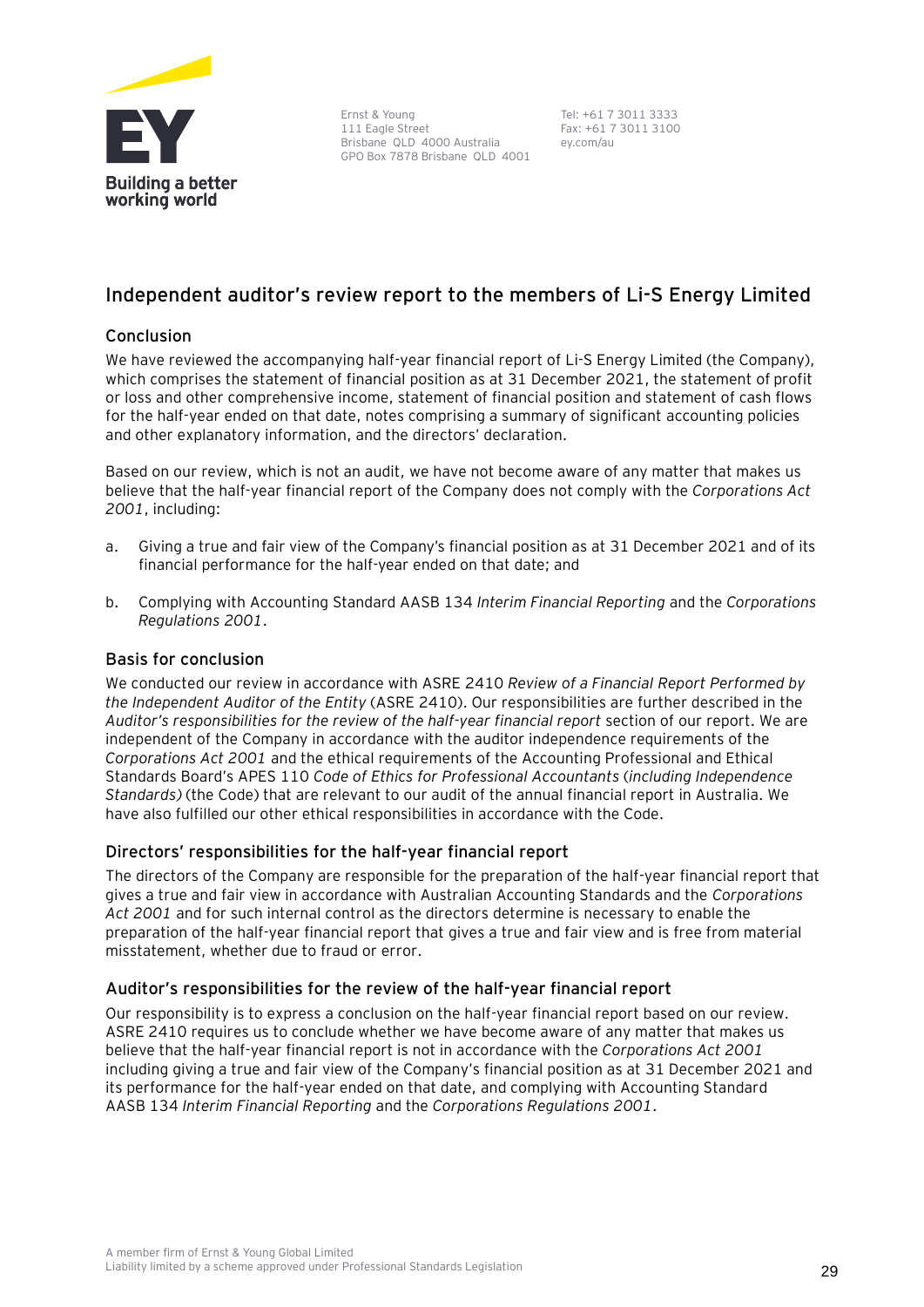Ernst & Young
111 Eagle Street
Brisbane QLD 4000 Australia
GPO Box 7878 Brisbane QLD 4001

Tel: +61 7 3011 3333
Fax: +61 7 3011 3100
ey.com/au

# Independent auditor's review report to the members of Li-S Energy Limited

## Conclusion

We have reviewed the accompanying half-year financial report of Li-S Energy Limited (the Company), which comprises the statement of financial position as at 31 December 2021, the statement of profit or loss and other comprehensive income, statement of financial position and statement of cash flows for the half-year ended on that date, notes comprising a summary of significant accounting policies and other explanatory information, and the directors' declaration.

Based on our review, which is not an audit, we have not become aware of any matter that makes us believe that the half-year financial report of the Company does not comply with the *Corporations Act 2001*, including:

a. Giving a true and fair view of the Company's financial position as at 31 December 2021 and of its financial performance for the half-year ended on that date; and

b. Complying with Accounting Standard AASB 134 *Interim Financial Reporting* and the *Corporations Regulations 2001*.

## Basis for conclusion

We conducted our review in accordance with ASRE 2410 *Review of a Financial Report Performed by the Independent Auditor of the Entity* (ASRE 2410). Our responsibilities are further described in the *Auditor's responsibilities for the review of the half-year financial report* section of our report. We are independent of the Company in accordance with the auditor independence requirements of the *Corporations Act 2001* and the ethical requirements of the Accounting Professional and Ethical Standards Board's APES 110 *Code of Ethics for Professional Accountants* (*including Independence Standards)* (the Code) that are relevant to our audit of the annual financial report in Australia. We have also fulfilled our other ethical responsibilities in accordance with the Code.

## Directors' responsibilities for the half-year financial report

The directors of the Company are responsible for the preparation of the half-year financial report that gives a true and fair view in accordance with Australian Accounting Standards and the *Corporations Act 2001* and for such internal control as the directors determine is necessary to enable the preparation of the half-year financial report that gives a true and fair view and is free from material misstatement, whether due to fraud or error.

## Auditor's responsibilities for the review of the half-year financial report

Our responsibility is to express a conclusion on the half-year financial report based on our review. ASRE 2410 requires us to conclude whether we have become aware of any matter that makes us believe that the half-year financial report is not in accordance with the *Corporations Act 2001* including giving a true and fair view of the Company's financial position as at 31 December 2021 and its performance for the half-year ended on that date, and complying with Accounting Standard AASB 134 *Interim Financial Reporting* and the *Corporations Regulations 2001*.

A member firm of Ernst & Young Global Limited
Liability limited by a scheme approved under Professional Standards Legislation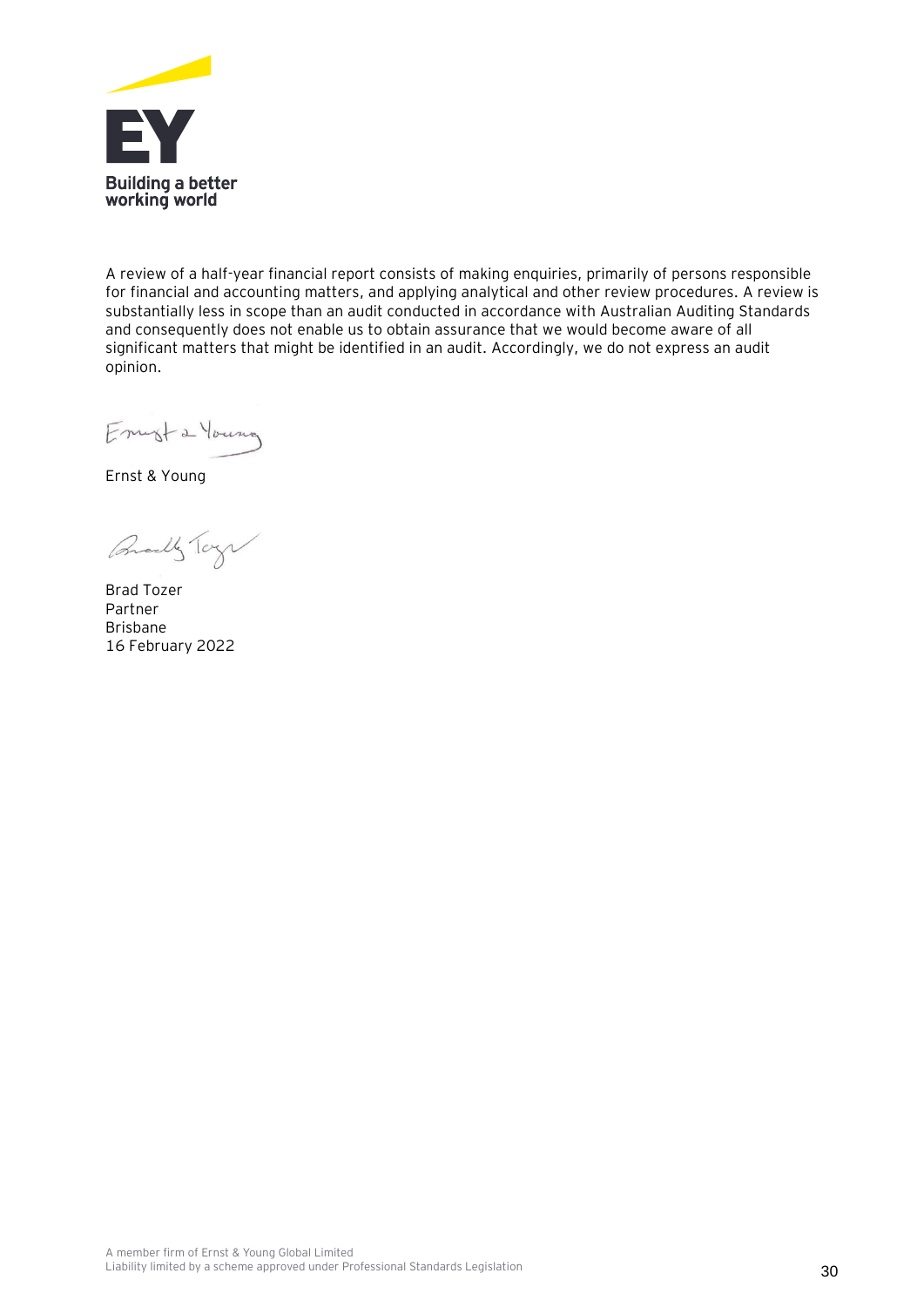A review of a half-year financial report consists of making enquiries, primarily of persons responsible for financial and accounting matters, and applying analytical and other review procedures. A review is substantially less in scope than an audit conducted in accordance with Australian Auditing Standards and consequently does not enable us to obtain assurance that we would become aware of all significant matters that might be identified in an audit. Accordingly, we do not express an audit opinion.

Ernst & Young

Brad Tozer
Partner
Brisbane
16 February 2022

A member firm of Ernst & Young Global Limited
Liability limited by a scheme approved under Professional Standards Legislation